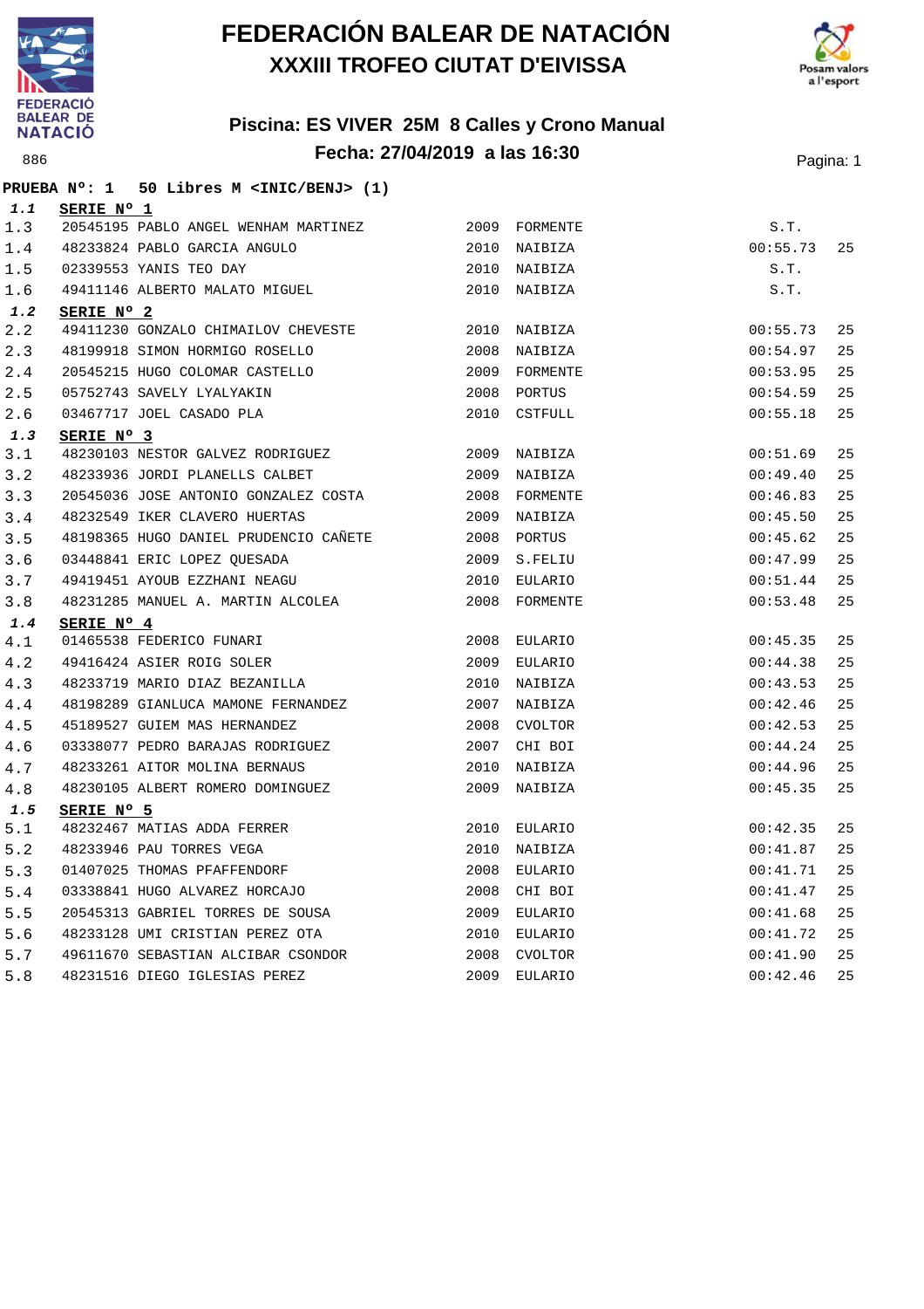# FEDERACIÓN BALEAR DE NATACIÓN
## XXXIII TROFEO CIUTAT D'EIVISSA

### Piscina: ES VIVER 25M 8 Calles y Crono Manual
### Fecha: 27/04/2019 a las 16:30

886

**PRUEBA Nº: 1 50 Libres M <INIC/BENJ> (1)**

***1.1*** **SERIE Nº 1**

| | | | | | |
|---|---|---|---|---|---|
| 1.3 | 20545195 PABLO ANGEL WENHAM MARTINEZ | 2009 | FORMENTE | S.T. | |
| 1.4 | 48233824 PABLO GARCIA ANGULO | 2010 | NAIBIZA | 00:55.73 | 25 |
| 1.5 | 02339553 YANIS TEO DAY | 2010 | NAIBIZA | S.T. | |
| 1.6 | 49411146 ALBERTO MALATO MIGUEL | 2010 | NAIBIZA | S.T. | |

***1.2*** **SERIE Nº 2**

| | | | | | |
|---|---|---|---|---|---|
| 2.2 | 49411230 GONZALO CHIMAILOV CHEVESTE | 2010 | NAIBIZA | 00:55.73 | 25 |
| 2.3 | 48199918 SIMON HORMIGO ROSELLO | 2008 | NAIBIZA | 00:54.97 | 25 |
| 2.4 | 20545215 HUGO COLOMAR CASTELLO | 2009 | FORMENTE | 00:53.95 | 25 |
| 2.5 | 05752743 SAVELY LYALYAKIN | 2008 | PORTUS | 00:54.59 | 25 |
| 2.6 | 03467717 JOEL CASADO PLA | 2010 | CSTFULL | 00:55.18 | 25 |

***1.3*** **SERIE Nº 3**

| | | | | | |
|---|---|---|---|---|---|
| 3.1 | 48230103 NESTOR GALVEZ RODRIGUEZ | 2009 | NAIBIZA | 00:51.69 | 25 |
| 3.2 | 48233936 JORDI PLANELLS CALBET | 2009 | NAIBIZA | 00:49.40 | 25 |
| 3.3 | 20545036 JOSE ANTONIO GONZALEZ COSTA | 2008 | FORMENTE | 00:46.83 | 25 |
| 3.4 | 48232549 IKER CLAVERO HUERTAS | 2009 | NAIBIZA | 00:45.50 | 25 |
| 3.5 | 48198365 HUGO DANIEL PRUDENCIO CAÑETE | 2008 | PORTUS | 00:45.62 | 25 |
| 3.6 | 03448841 ERIC LOPEZ QUESADA | 2009 | S.FELIU | 00:47.99 | 25 |
| 3.7 | 49419451 AYOUB EZZHANI NEAGU | 2010 | EULARIO | 00:51.44 | 25 |
| 3.8 | 48231285 MANUEL A. MARTIN ALCOLEA | 2008 | FORMENTE | 00:53.48 | 25 |

***1.4*** **SERIE Nº 4**

| | | | | | |
|---|---|---|---|---|---|
| 4.1 | 01465538 FEDERICO FUNARI | 2008 | EULARIO | 00:45.35 | 25 |
| 4.2 | 49416424 ASIER ROIG SOLER | 2009 | EULARIO | 00:44.38 | 25 |
| 4.3 | 48233719 MARIO DIAZ BEZANILLA | 2010 | NAIBIZA | 00:43.53 | 25 |
| 4.4 | 48198289 GIANLUCA MAMONE FERNANDEZ | 2007 | NAIBIZA | 00:42.46 | 25 |
| 4.5 | 45189527 GUIEM MAS HERNANDEZ | 2008 | CVOLTOR | 00:42.53 | 25 |
| 4.6 | 03338077 PEDRO BARAJAS RODRIGUEZ | 2007 | CHI BOI | 00:44.24 | 25 |
| 4.7 | 48233261 AITOR MOLINA BERNAUS | 2010 | NAIBIZA | 00:44.96 | 25 |
| 4.8 | 48230105 ALBERT ROMERO DOMINGUEZ | 2009 | NAIBIZA | 00:45.35 | 25 |

***1.5*** **SERIE Nº 5**

| | | | | | |
|---|---|---|---|---|---|
| 5.1 | 48232467 MATIAS ADDA FERRER | 2010 | EULARIO | 00:42.35 | 25 |
| 5.2 | 48233946 PAU TORRES VEGA | 2010 | NAIBIZA | 00:41.87 | 25 |
| 5.3 | 01407025 THOMAS PFAFFENDORF | 2008 | EULARIO | 00:41.71 | 25 |
| 5.4 | 03338841 HUGO ALVAREZ HORCAJO | 2008 | CHI BOI | 00:41.47 | 25 |
| 5.5 | 20545313 GABRIEL TORRES DE SOUSA | 2009 | EULARIO | 00:41.68 | 25 |
| 5.6 | 48233128 UMI CRISTIAN PEREZ OTA | 2010 | EULARIO | 00:41.72 | 25 |
| 5.7 | 49611670 SEBASTIAN ALCIBAR CSONDOR | 2008 | CVOLTOR | 00:41.90 | 25 |
| 5.8 | 48231516 DIEGO IGLESIAS PEREZ | 2009 | EULARIO | 00:42.46 | 25 |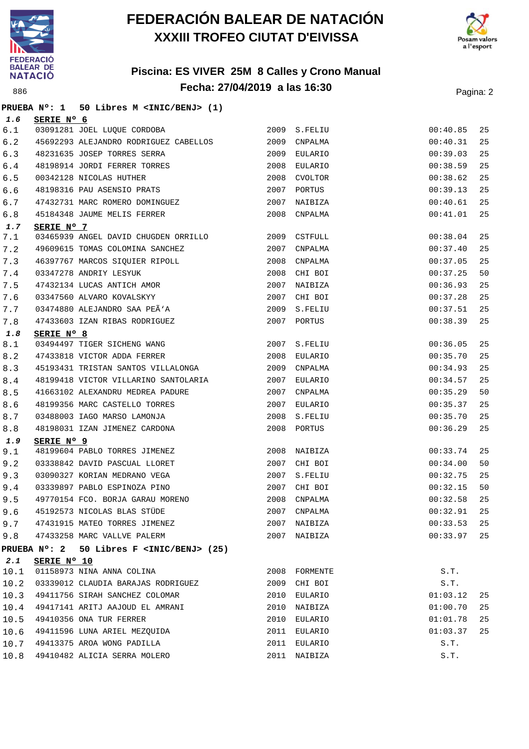# FEDERACIÓN BALEAR DE NATACIÓN

## XXXIII TROFEO CIUTAT D'EIVISSA

### Piscina: ES VIVER 25M 8 Calles y Crono Manual

### Fecha: 27/04/2019 a las 16:30

886

**PRUEBA Nº: 1 50 Libres M <INIC/BENJ> (1)**

| | | | | | |
|---|---|---|---|---|---|
| ***1.6*** | **SERIE Nº 6** | | | | |
| 6.1 | 03091281 JOEL LUQUE CORDOBA | 2009 | S.FELIU | 00:40.85 | 25 |
| 6.2 | 45692293 ALEJANDRO RODRIGUEZ CABELLOS | 2009 | CNPALMA | 00:40.31 | 25 |
| 6.3 | 48231635 JOSEP TORRES SERRA | 2009 | EULARIO | 00:39.03 | 25 |
| 6.4 | 48198914 JORDI FERRER TORRES | 2008 | EULARIO | 00:38.59 | 25 |
| 6.5 | 00342128 NICOLAS HUTHER | 2008 | CVOLTOR | 00:38.62 | 25 |
| 6.6 | 48198316 PAU ASENSIO PRATS | 2007 | PORTUS | 00:39.13 | 25 |
| 6.7 | 47432731 MARC ROMERO DOMINGUEZ | 2007 | NAIBIZA | 00:40.61 | 25 |
| 6.8 | 45184348 JAUME MELIS FERRER | 2008 | CNPALMA | 00:41.01 | 25 |
| ***1.7*** | **SERIE Nº 7** | | | | |
| 7.1 | 03465939 ANGEL DAVID CHUGDEN ORRILLO | 2009 | CSTFULL | 00:38.04 | 25 |
| 7.2 | 49609615 TOMAS COLOMINA SANCHEZ | 2007 | CNPALMA | 00:37.40 | 25 |
| 7.3 | 46397767 MARCOS SIQUIER RIPOLL | 2008 | CNPALMA | 00:37.05 | 25 |
| 7.4 | 03347278 ANDRIY LESYUK | 2008 | CHI BOI | 00:37.25 | 50 |
| 7.5 | 47432134 LUCAS ANTICH AMOR | 2007 | NAIBIZA | 00:36.93 | 25 |
| 7.6 | 03347560 ALVARO KOVALSKYY | 2007 | CHI BOI | 00:37.28 | 25 |
| 7.7 | 03474880 ALEJANDRO SAA PEÃ'A | 2009 | S.FELIU | 00:37.51 | 25 |
| 7.8 | 47433603 IZAN RIBAS RODRIGUEZ | 2007 | PORTUS | 00:38.39 | 25 |
| ***1.8*** | **SERIE Nº 8** | | | | |
| 8.1 | 03494497 TIGER SICHENG WANG | 2007 | S.FELIU | 00:36.05 | 25 |
| 8.2 | 47433818 VICTOR ADDA FERRER | 2008 | EULARIO | 00:35.70 | 25 |
| 8.3 | 45193431 TRISTAN SANTOS VILLALONGA | 2009 | CNPALMA | 00:34.93 | 25 |
| 8.4 | 48199418 VICTOR VILLARINO SANTOLARIA | 2007 | EULARIO | 00:34.57 | 25 |
| 8.5 | 41663102 ALEXANDRU MEDREA PADURE | 2007 | CNPALMA | 00:35.29 | 50 |
| 8.6 | 48199356 MARC CASTELLO TORRES | 2007 | EULARIO | 00:35.37 | 25 |
| 8.7 | 03488003 IAGO MARSO LAMONJA | 2008 | S.FELIU | 00:35.70 | 25 |
| 8.8 | 48198031 IZAN JIMENEZ CARDONA | 2008 | PORTUS | 00:36.29 | 25 |
| ***1.9*** | **SERIE Nº 9** | | | | |
| 9.1 | 48199604 PABLO TORRES JIMENEZ | 2008 | NAIBIZA | 00:33.74 | 25 |
| 9.2 | 03338842 DAVID PASCUAL LLORET | 2007 | CHI BOI | 00:34.00 | 50 |
| 9.3 | 03090327 KORIAN MEDRANO VEGA | 2007 | S.FELIU | 00:32.75 | 25 |
| 9.4 | 03339897 PABLO ESPINOZA PINO | 2007 | CHI BOI | 00:32.15 | 50 |
| 9.5 | 49770154 FCO. BORJA GARAU MORENO | 2008 | CNPALMA | 00:32.58 | 25 |
| 9.6 | 45192573 NICOLAS BLAS STÜDE | 2007 | CNPALMA | 00:32.91 | 25 |
| 9.7 | 47431915 MATEO TORRES JIMENEZ | 2007 | NAIBIZA | 00:33.53 | 25 |
| 9.8 | 47433258 MARC VALLVE PALERM | 2007 | NAIBIZA | 00:33.97 | 25 |

**PRUEBA Nº: 2 50 Libres F <INIC/BENJ> (25)**

| | | | | | |
|---|---|---|---|---|---|
| ***2.1*** | **SERIE Nº 10** | | | | |
| 10.1 | 01158973 NINA ANNA COLINA | 2008 | FORMENTE | S.T. | |
| 10.2 | 03339012 CLAUDIA BARAJAS RODRIGUEZ | 2009 | CHI BOI | S.T. | |
| 10.3 | 49411756 SIRAH SANCHEZ COLOMAR | 2010 | EULARIO | 01:03.12 | 25 |
| 10.4 | 49417141 ARITJ AAJOUD EL AMRANI | 2010 | NAIBIZA | 01:00.70 | 25 |
| 10.5 | 49410356 ONA TUR FERRER | 2010 | EULARIO | 01:01.78 | 25 |
| 10.6 | 49411596 LUNA ARIEL MEZQUIDA | 2011 | EULARIO | 01:03.37 | 25 |
| 10.7 | 49413375 AROA WONG PADILLA | 2011 | EULARIO | S.T. | |
| 10.8 | 49410482 ALICIA SERRA MOLERO | 2011 | NAIBIZA | S.T. | |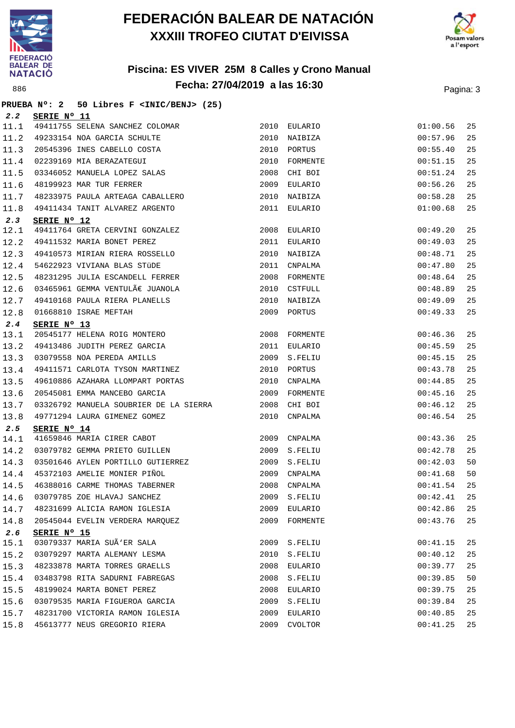# FEDERACIÓN BALEAR DE NATACIÓN

## XXXIII TROFEO CIUTAT D'EIVISSA

### Piscina: ES VIVER 25M 8 Calles y Crono Manual

### Fecha: 27/04/2019 a las 16:30

886

**PRUEBA Nº: 2 50 Libres F <INIC/BENJ> (25)**

**2.2 SERIE Nº 11**

| | | | | | | |
|---|---|---|---|---|---|---|
| 11.1 | 49411755 | SELENA SANCHEZ COLOMAR | 2010 | EULARIO | 01:00.56 | 25 |
| 11.2 | 49233154 | NOA GARCIA SCHULTE | 2010 | NAIBIZA | 00:57.96 | 25 |
| 11.3 | 20545396 | INES CABELLO COSTA | 2010 | PORTUS | 00:55.40 | 25 |
| 11.4 | 02239169 | MIA BERAZATEGUI | 2010 | FORMENTE | 00:51.15 | 25 |
| 11.5 | 03346052 | MANUELA LOPEZ SALAS | 2008 | CHI BOI | 00:51.24 | 25 |
| 11.6 | 48199923 | MAR TUR FERRER | 2009 | EULARIO | 00:56.26 | 25 |
| 11.7 | 48233975 | PAULA ARTEAGA CABALLERO | 2010 | NAIBIZA | 00:58.28 | 25 |
| 11.8 | 49411434 | TANIT ALVAREZ ARGENTO | 2011 | EULARIO | 01:00.68 | 25 |

**2.3 SERIE Nº 12**

| | | | | | | |
|---|---|---|---|---|---|---|
| 12.1 | 49411764 | GRETA CERVINI GONZALEZ | 2008 | EULARIO | 00:49.20 | 25 |
| 12.2 | 49411532 | MARIA BONET PEREZ | 2011 | EULARIO | 00:49.03 | 25 |
| 12.3 | 49410573 | MIRIAN RIERA ROSSELLO | 2010 | NAIBIZA | 00:48.71 | 25 |
| 12.4 | 54622923 | VIVIANA BLAS STüDE | 2011 | CNPALMA | 00:47.80 | 25 |
| 12.5 | 48231295 | JULIA ESCANDELL FERRER | 2008 | FORMENTE | 00:48.64 | 25 |
| 12.6 | 03465961 | GEMMA VENTULÃ€ JUANOLA | 2010 | CSTFULL | 00:48.89 | 25 |
| 12.7 | 49410168 | PAULA RIERA PLANELLS | 2010 | NAIBIZA | 00:49.09 | 25 |
| 12.8 | 01668810 | ISRAE MEFTAH | 2009 | PORTUS | 00:49.33 | 25 |

**2.4 SERIE Nº 13**

| | | | | | | |
|---|---|---|---|---|---|---|
| 13.1 | 20545177 | HELENA ROIG MONTERO | 2008 | FORMENTE | 00:46.36 | 25 |
| 13.2 | 49413486 | JUDITH PEREZ GARCIA | 2011 | EULARIO | 00:45.59 | 25 |
| 13.3 | 03079558 | NOA PEREDA AMILLS | 2009 | S.FELIU | 00:45.15 | 25 |
| 13.4 | 49411571 | CARLOTA TYSON MARTINEZ | 2010 | PORTUS | 00:43.78 | 25 |
| 13.5 | 49610886 | AZAHARA LLOMPART PORTAS | 2010 | CNPALMA | 00:44.85 | 25 |
| 13.6 | 20545081 | EMMA MANCEBO GARCIA | 2009 | FORMENTE | 00:45.16 | 25 |
| 13.7 | 03326792 | MANUELA SOUBRIER DE LA SIERRA | 2008 | CHI BOI | 00:46.12 | 25 |
| 13.8 | 49771294 | LAURA GIMENEZ GOMEZ | 2010 | CNPALMA | 00:46.54 | 25 |

**2.5 SERIE Nº 14**

| | | | | | | |
|---|---|---|---|---|---|---|
| 14.1 | 41659846 | MARIA CIRER CABOT | 2009 | CNPALMA | 00:43.36 | 25 |
| 14.2 | 03079782 | GEMMA PRIETO GUILLEN | 2009 | S.FELIU | 00:42.78 | 25 |
| 14.3 | 03501646 | AYLEN PORTILLO GUTIERREZ | 2009 | S.FELIU | 00:42.03 | 50 |
| 14.4 | 45372103 | AMELIE MONIER PIÑOL | 2009 | CNPALMA | 00:41.68 | 50 |
| 14.5 | 46388016 | CARME THOMAS TABERNER | 2008 | CNPALMA | 00:41.54 | 25 |
| 14.6 | 03079785 | ZOE HLAVAJ SANCHEZ | 2009 | S.FELIU | 00:42.41 | 25 |
| 14.7 | 48231699 | ALICIA RAMON IGLESIA | 2009 | EULARIO | 00:42.86 | 25 |
| 14.8 | 20545044 | EVELIN VERDERA MARQUEZ | 2009 | FORMENTE | 00:43.76 | 25 |

**2.6 SERIE Nº 15**

| | | | | | | |
|---|---|---|---|---|---|---|
| 15.1 | 03079337 | MARIA SUÃ'ER SALA | 2009 | S.FELIU | 00:41.15 | 25 |
| 15.2 | 03079297 | MARTA ALEMANY LESMA | 2010 | S.FELIU | 00:40.12 | 25 |
| 15.3 | 48233878 | MARTA TORRES GRAELLS | 2008 | EULARIO | 00:39.77 | 25 |
| 15.4 | 03483798 | RITA SADURNI FABREGAS | 2008 | S.FELIU | 00:39.85 | 50 |
| 15.5 | 48199024 | MARTA BONET PEREZ | 2008 | EULARIO | 00:39.75 | 25 |
| 15.6 | 03079535 | MARIA FIGUEROA GARCIA | 2009 | S.FELIU | 00:39.84 | 25 |
| 15.7 | 48231700 | VICTORIA RAMON IGLESIA | 2009 | EULARIO | 00:40.85 | 25 |
| 15.8 | 45613777 | NEUS GREGORIO RIERA | 2009 | CVOLTOR | 00:41.25 | 25 |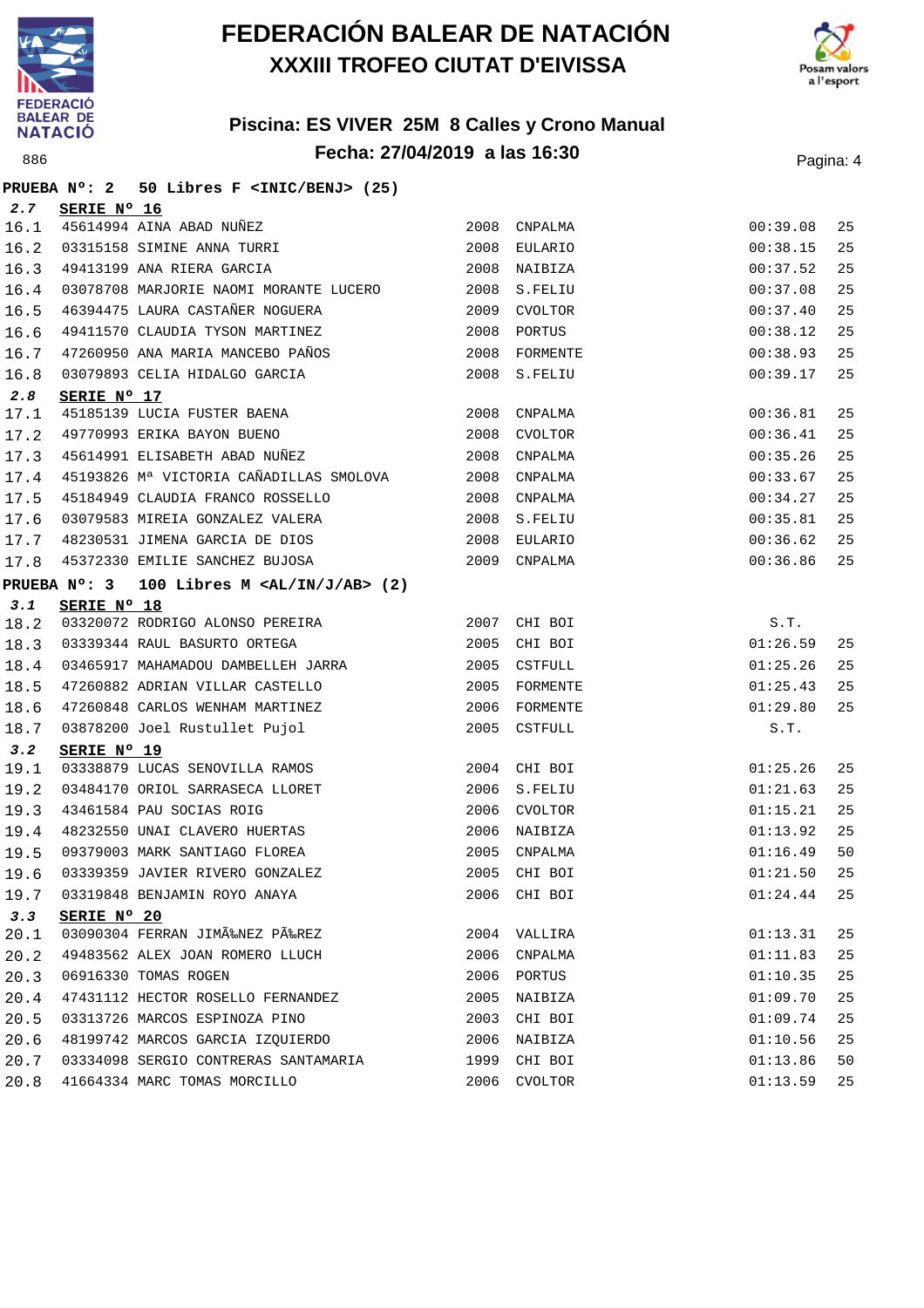# FEDERACIÓN BALEAR DE NATACIÓN
## XXXIII TROFEO CIUTAT D'EIVISSA

### Piscina: ES VIVER 25M 8 Calles y Crono Manual
### Fecha: 27/04/2019 a las 16:30

886

**PRUEBA Nº: 2 50 Libres F <INIC/BENJ> (25)**

**2.7 SERIE Nº 16**

| | | | | | |
|---|---|---|---|---|---|
| 16.1 | 45614994 AINA ABAD NUÑEZ | 2008 | CNPALMA | 00:39.08 | 25 |
| 16.2 | 03315158 SIMINE ANNA TURRI | 2008 | EULARIO | 00:38.15 | 25 |
| 16.3 | 49413199 ANA RIERA GARCIA | 2008 | NAIBIZA | 00:37.52 | 25 |
| 16.4 | 03078708 MARJORIE NAOMI MORANTE LUCERO | 2008 | S.FELIU | 00:37.08 | 25 |
| 16.5 | 46394475 LAURA CASTAÑER NOGUERA | 2009 | CVOLTOR | 00:37.40 | 25 |
| 16.6 | 49411570 CLAUDIA TYSON MARTINEZ | 2008 | PORTUS | 00:38.12 | 25 |
| 16.7 | 47260950 ANA MARIA MANCEBO PAÑOS | 2008 | FORMENTE | 00:38.93 | 25 |
| 16.8 | 03079893 CELIA HIDALGO GARCIA | 2008 | S.FELIU | 00:39.17 | 25 |

**2.8 SERIE Nº 17**

| | | | | | |
|---|---|---|---|---|---|
| 17.1 | 45185139 LUCIA FUSTER BAENA | 2008 | CNPALMA | 00:36.81 | 25 |
| 17.2 | 49770993 ERIKA BAYON BUENO | 2008 | CVOLTOR | 00:36.41 | 25 |
| 17.3 | 45614991 ELISABETH ABAD NUÑEZ | 2008 | CNPALMA | 00:35.26 | 25 |
| 17.4 | 45193826 Mª VICTORIA CAÑADILLAS SMOLOVA | 2008 | CNPALMA | 00:33.67 | 25 |
| 17.5 | 45184949 CLAUDIA FRANCO ROSSELLO | 2008 | CNPALMA | 00:34.27 | 25 |
| 17.6 | 03079583 MIREIA GONZALEZ VALERA | 2008 | S.FELIU | 00:35.81 | 25 |
| 17.7 | 48230531 JIMENA GARCIA DE DIOS | 2008 | EULARIO | 00:36.62 | 25 |
| 17.8 | 45372330 EMILIE SANCHEZ BUJOSA | 2009 | CNPALMA | 00:36.86 | 25 |

**PRUEBA Nº: 3 100 Libres M <AL/IN/J/AB> (2)**

**3.1 SERIE Nº 18**

| | | | | | |
|---|---|---|---|---|---|
| 18.2 | 03320072 RODRIGO ALONSO PEREIRA | 2007 | CHI BOI | S.T. | |
| 18.3 | 03339344 RAUL BASURTO ORTEGA | 2005 | CHI BOI | 01:26.59 | 25 |
| 18.4 | 03465917 MAHAMADOU DAMBELLEH JARRA | 2005 | CSTFULL | 01:25.26 | 25 |
| 18.5 | 47260882 ADRIAN VILLAR CASTELLO | 2005 | FORMENTE | 01:25.43 | 25 |
| 18.6 | 47260848 CARLOS WENHAM MARTINEZ | 2006 | FORMENTE | 01:29.80 | 25 |
| 18.7 | 03878200 Joel Rustullet Pujol | 2005 | CSTFULL | S.T. | |

**3.2 SERIE Nº 19**

| | | | | | |
|---|---|---|---|---|---|
| 19.1 | 03338879 LUCAS SENOVILLA RAMOS | 2004 | CHI BOI | 01:25.26 | 25 |
| 19.2 | 03484170 ORIOL SARRASECA LLORET | 2006 | S.FELIU | 01:21.63 | 25 |
| 19.3 | 43461584 PAU SOCIAS ROIG | 2006 | CVOLTOR | 01:15.21 | 25 |
| 19.4 | 48232550 UNAI CLAVERO HUERTAS | 2006 | NAIBIZA | 01:13.92 | 25 |
| 19.5 | 09379003 MARK SANTIAGO FLOREA | 2005 | CNPALMA | 01:16.49 | 50 |
| 19.6 | 03339359 JAVIER RIVERO GONZALEZ | 2005 | CHI BOI | 01:21.50 | 25 |
| 19.7 | 03319848 BENJAMIN ROYO ANAYA | 2006 | CHI BOI | 01:24.44 | 25 |

**3.3 SERIE Nº 20**

| | | | | | |
|---|---|---|---|---|---|
| 20.1 | 03090304 FERRAN JIMÃ‰NEZ PÃ‰REZ | 2004 | VALLIRA | 01:13.31 | 25 |
| 20.2 | 49483562 ALEX JOAN ROMERO LLUCH | 2006 | CNPALMA | 01:11.83 | 25 |
| 20.3 | 06916330 TOMAS ROGEN | 2006 | PORTUS | 01:10.35 | 25 |
| 20.4 | 47431112 HECTOR ROSELLO FERNANDEZ | 2005 | NAIBIZA | 01:09.70 | 25 |
| 20.5 | 03313726 MARCOS ESPINOZA PINO | 2003 | CHI BOI | 01:09.74 | 25 |
| 20.6 | 48199742 MARCOS GARCIA IZQUIERDO | 2006 | NAIBIZA | 01:10.56 | 25 |
| 20.7 | 03334098 SERGIO CONTRERAS SANTAMARIA | 1999 | CHI BOI | 01:13.86 | 50 |
| 20.8 | 41664334 MARC TOMAS MORCILLO | 2006 | CVOLTOR | 01:13.59 | 25 |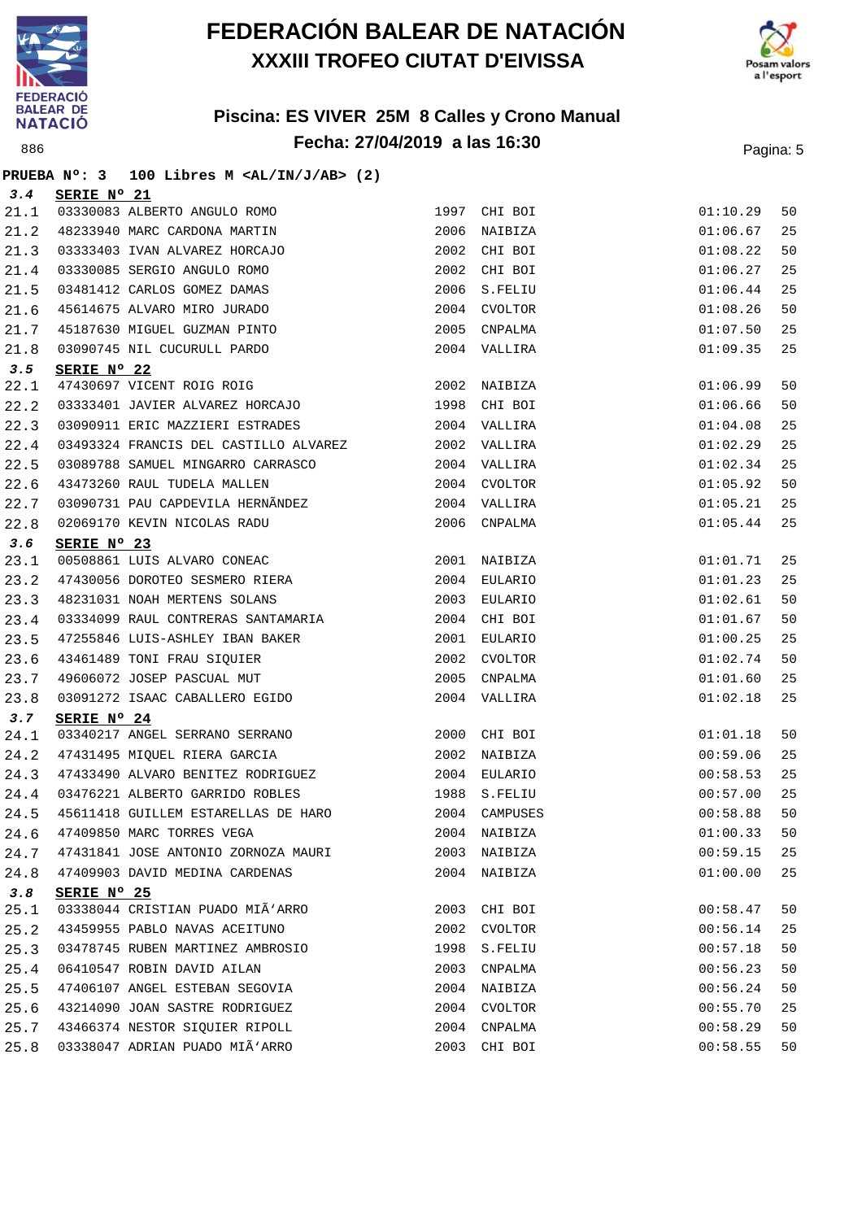# FEDERACIÓN BALEAR DE NATACIÓN
## XXXIII TROFEO CIUTAT D'EIVISSA

### Piscina: ES VIVER 25M 8 Calles y Crono Manual
### Fecha: 27/04/2019 a las 16:30

**PRUEBA Nº: 3 100 Libres M <AL/IN/J/AB> (2)**

**3.4 SERIE Nº 21**

| | | | | | |
|---|---|---|---|---|---|
| 21.1 | 03330083 ALBERTO ANGULO ROMO | 1997 | CHI BOI | 01:10.29 | 50 |
| 21.2 | 48233940 MARC CARDONA MARTIN | 2006 | NAIBIZA | 01:06.67 | 25 |
| 21.3 | 03333403 IVAN ALVAREZ HORCAJO | 2002 | CHI BOI | 01:08.22 | 50 |
| 21.4 | 03330085 SERGIO ANGULO ROMO | 2002 | CHI BOI | 01:06.27 | 25 |
| 21.5 | 03481412 CARLOS GOMEZ DAMAS | 2006 | S.FELIU | 01:06.44 | 25 |
| 21.6 | 45614675 ALVARO MIRO JURADO | 2004 | CVOLTOR | 01:08.26 | 50 |
| 21.7 | 45187630 MIGUEL GUZMAN PINTO | 2005 | CNPALMA | 01:07.50 | 25 |
| 21.8 | 03090745 NIL CUCURULL PARDO | 2004 | VALLIRA | 01:09.35 | 25 |

**3.5 SERIE Nº 22**

| | | | | | |
|---|---|---|---|---|---|
| 22.1 | 47430697 VICENT ROIG ROIG | 2002 | NAIBIZA | 01:06.99 | 50 |
| 22.2 | 03333401 JAVIER ALVAREZ HORCAJO | 1998 | CHI BOI | 01:06.66 | 50 |
| 22.3 | 03090911 ERIC MAZZIERI ESTRADES | 2004 | VALLIRA | 01:04.08 | 25 |
| 22.4 | 03493324 FRANCIS DEL CASTILLO ALVAREZ | 2002 | VALLIRA | 01:02.29 | 25 |
| 22.5 | 03089788 SAMUEL MINGARRO CARRASCO | 2004 | VALLIRA | 01:02.34 | 25 |
| 22.6 | 43473260 RAUL TUDELA MALLEN | 2004 | CVOLTOR | 01:05.92 | 50 |
| 22.7 | 03090731 PAU CAPDEVILA HERNÃNDEZ | 2004 | VALLIRA | 01:05.21 | 25 |
| 22.8 | 02069170 KEVIN NICOLAS RADU | 2006 | CNPALMA | 01:05.44 | 25 |

**3.6 SERIE Nº 23**

| | | | | | |
|---|---|---|---|---|---|
| 23.1 | 00508861 LUIS ALVARO CONEAC | 2001 | NAIBIZA | 01:01.71 | 25 |
| 23.2 | 47430056 DOROTEO SESMERO RIERA | 2004 | EULARIO | 01:01.23 | 25 |
| 23.3 | 48231031 NOAH MERTENS SOLANS | 2003 | EULARIO | 01:02.61 | 50 |
| 23.4 | 03334099 RAUL CONTRERAS SANTAMARIA | 2004 | CHI BOI | 01:01.67 | 50 |
| 23.5 | 47255846 LUIS-ASHLEY IBAN BAKER | 2001 | EULARIO | 01:00.25 | 25 |
| 23.6 | 43461489 TONI FRAU SIQUIER | 2002 | CVOLTOR | 01:02.74 | 50 |
| 23.7 | 49606072 JOSEP PASCUAL MUT | 2005 | CNPALMA | 01:01.60 | 25 |
| 23.8 | 03091272 ISAAC CABALLERO EGIDO | 2004 | VALLIRA | 01:02.18 | 25 |

**3.7 SERIE Nº 24**

| | | | | | |
|---|---|---|---|---|---|
| 24.1 | 03340217 ANGEL SERRANO SERRANO | 2000 | CHI BOI | 01:01.18 | 50 |
| 24.2 | 47431495 MIQUEL RIERA GARCIA | 2002 | NAIBIZA | 00:59.06 | 25 |
| 24.3 | 47433490 ALVARO BENITEZ RODRIGUEZ | 2004 | EULARIO | 00:58.53 | 25 |
| 24.4 | 03476221 ALBERTO GARRIDO ROBLES | 1988 | S.FELIU | 00:57.00 | 25 |
| 24.5 | 45611418 GUILLEM ESTARELLAS DE HARO | 2004 | CAMPUSES | 00:58.88 | 50 |
| 24.6 | 47409850 MARC TORRES VEGA | 2004 | NAIBIZA | 01:00.33 | 50 |
| 24.7 | 47431841 JOSE ANTONIO ZORNOZA MAURI | 2003 | NAIBIZA | 00:59.15 | 25 |
| 24.8 | 47409903 DAVID MEDINA CARDENAS | 2004 | NAIBIZA | 01:00.00 | 25 |

**3.8 SERIE Nº 25**

| | | | | | |
|---|---|---|---|---|---|
| 25.1 | 03338044 CRISTIAN PUADO MIÃ'ARRO | 2003 | CHI BOI | 00:58.47 | 50 |
| 25.2 | 43459955 PABLO NAVAS ACEITUNO | 2002 | CVOLTOR | 00:56.14 | 25 |
| 25.3 | 03478745 RUBEN MARTINEZ AMBROSIO | 1998 | S.FELIU | 00:57.18 | 50 |
| 25.4 | 06410547 ROBIN DAVID AILAN | 2003 | CNPALMA | 00:56.23 | 50 |
| 25.5 | 47406107 ANGEL ESTEBAN SEGOVIA | 2004 | NAIBIZA | 00:56.24 | 50 |
| 25.6 | 43214090 JOAN SASTRE RODRIGUEZ | 2004 | CVOLTOR | 00:55.70 | 25 |
| 25.7 | 43466374 NESTOR SIQUIER RIPOLL | 2004 | CNPALMA | 00:58.29 | 50 |
| 25.8 | 03338047 ADRIAN PUADO MIÃ'ARRO | 2003 | CHI BOI | 00:58.55 | 50 |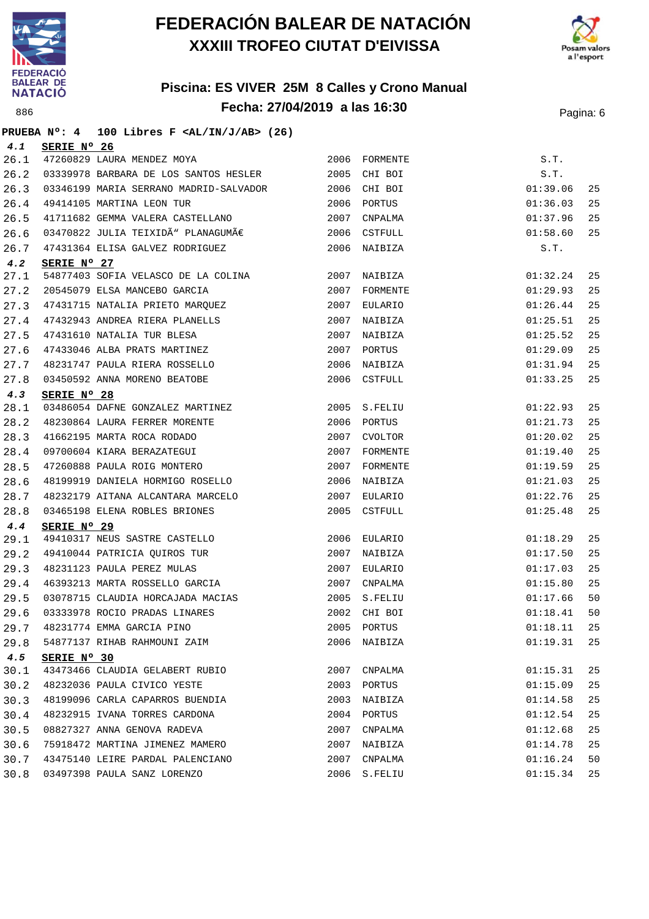# FEDERACIÓN BALEAR DE NATACIÓN
## XXXIII TROFEO CIUTAT D'EIVISSA

### Piscina: ES VIVER 25M 8 Calles y Crono Manual
### Fecha: 27/04/2019 a las 16:30

886

**PRUEBA Nº: 4 100 Libres F <AL/IN/J/AB> (26)**

**4.1 SERIE Nº 26**

| | | | | | |
|---|---|---|---|---|---|
| 26.1 | 47260829 LAURA MENDEZ MOYA | 2006 | FORMENTE | S.T. | |
| 26.2 | 03339978 BARBARA DE LOS SANTOS HESLER | 2005 | CHI BOI | S.T. | |
| 26.3 | 03346199 MARIA SERRANO MADRID-SALVADOR | 2006 | CHI BOI | 01:39.06 | 25 |
| 26.4 | 49414105 MARTINA LEON TUR | 2006 | PORTUS | 01:36.03 | 25 |
| 26.5 | 41711682 GEMMA VALERA CASTELLANO | 2007 | CNPALMA | 01:37.96 | 25 |
| 26.6 | 03470822 JULIA TEIXIDÃ" PLANAGUMÃ€ | 2006 | CSTFULL | 01:58.60 | 25 |
| 26.7 | 47431364 ELISA GALVEZ RODRIGUEZ | 2006 | NAIBIZA | S.T. | |

**4.2 SERIE Nº 27**

| | | | | | |
|---|---|---|---|---|---|
| 27.1 | 54877403 SOFIA VELASCO DE LA COLINA | 2007 | NAIBIZA | 01:32.24 | 25 |
| 27.2 | 20545079 ELSA MANCEBO GARCIA | 2007 | FORMENTE | 01:29.93 | 25 |
| 27.3 | 47431715 NATALIA PRIETO MARQUEZ | 2007 | EULARIO | 01:26.44 | 25 |
| 27.4 | 47432943 ANDREA RIERA PLANELLS | 2007 | NAIBIZA | 01:25.51 | 25 |
| 27.5 | 47431610 NATALIA TUR BLESA | 2007 | NAIBIZA | 01:25.52 | 25 |
| 27.6 | 47433046 ALBA PRATS MARTINEZ | 2007 | PORTUS | 01:29.09 | 25 |
| 27.7 | 48231747 PAULA RIERA ROSSELLO | 2006 | NAIBIZA | 01:31.94 | 25 |
| 27.8 | 03450592 ANNA MORENO BEATOBE | 2006 | CSTFULL | 01:33.25 | 25 |

**4.3 SERIE Nº 28**

| | | | | | |
|---|---|---|---|---|---|
| 28.1 | 03486054 DAFNE GONZALEZ MARTINEZ | 2005 | S.FELIU | 01:22.93 | 25 |
| 28.2 | 48230864 LAURA FERRER MORENTE | 2006 | PORTUS | 01:21.73 | 25 |
| 28.3 | 41662195 MARTA ROCA RODADO | 2007 | CVOLTOR | 01:20.02 | 25 |
| 28.4 | 09700604 KIARA BERAZATEGUI | 2007 | FORMENTE | 01:19.40 | 25 |
| 28.5 | 47260888 PAULA ROIG MONTERO | 2007 | FORMENTE | 01:19.59 | 25 |
| 28.6 | 48199919 DANIELA HORMIGO ROSELLO | 2006 | NAIBIZA | 01:21.03 | 25 |
| 28.7 | 48232179 AITANA ALCANTARA MARCELO | 2007 | EULARIO | 01:22.76 | 25 |
| 28.8 | 03465198 ELENA ROBLES BRIONES | 2005 | CSTFULL | 01:25.48 | 25 |

**4.4 SERIE Nº 29**

| | | | | | |
|---|---|---|---|---|---|
| 29.1 | 49410317 NEUS SASTRE CASTELLO | 2006 | EULARIO | 01:18.29 | 25 |
| 29.2 | 49410044 PATRICIA QUIROS TUR | 2007 | NAIBIZA | 01:17.50 | 25 |
| 29.3 | 48231123 PAULA PEREZ MULAS | 2007 | EULARIO | 01:17.03 | 25 |
| 29.4 | 46393213 MARTA ROSSELLO GARCIA | 2007 | CNPALMA | 01:15.80 | 25 |
| 29.5 | 03078715 CLAUDIA HORCAJADA MACIAS | 2005 | S.FELIU | 01:17.66 | 50 |
| 29.6 | 03333978 ROCIO PRADAS LINARES | 2002 | CHI BOI | 01:18.41 | 50 |
| 29.7 | 48231774 EMMA GARCIA PINO | 2005 | PORTUS | 01:18.11 | 25 |
| 29.8 | 54877137 RIHAB RAHMOUNI ZAIM | 2006 | NAIBIZA | 01:19.31 | 25 |

**4.5 SERIE Nº 30**

| | | | | | |
|---|---|---|---|---|---|
| 30.1 | 43473466 CLAUDIA GELABERT RUBIO | 2007 | CNPALMA | 01:15.31 | 25 |
| 30.2 | 48232036 PAULA CIVICO YESTE | 2003 | PORTUS | 01:15.09 | 25 |
| 30.3 | 48199096 CARLA CAPARROS BUENDIA | 2003 | NAIBIZA | 01:14.58 | 25 |
| 30.4 | 48232915 IVANA TORRES CARDONA | 2004 | PORTUS | 01:12.54 | 25 |
| 30.5 | 08827327 ANNA GENOVA RADEVA | 2007 | CNPALMA | 01:12.68 | 25 |
| 30.6 | 75918472 MARTINA JIMENEZ MAMERO | 2007 | NAIBIZA | 01:14.78 | 25 |
| 30.7 | 43475140 LEIRE PARDAL PALENCIANO | 2007 | CNPALMA | 01:16.24 | 50 |
| 30.8 | 03497398 PAULA SANZ LORENZO | 2006 | S.FELIU | 01:15.34 | 25 |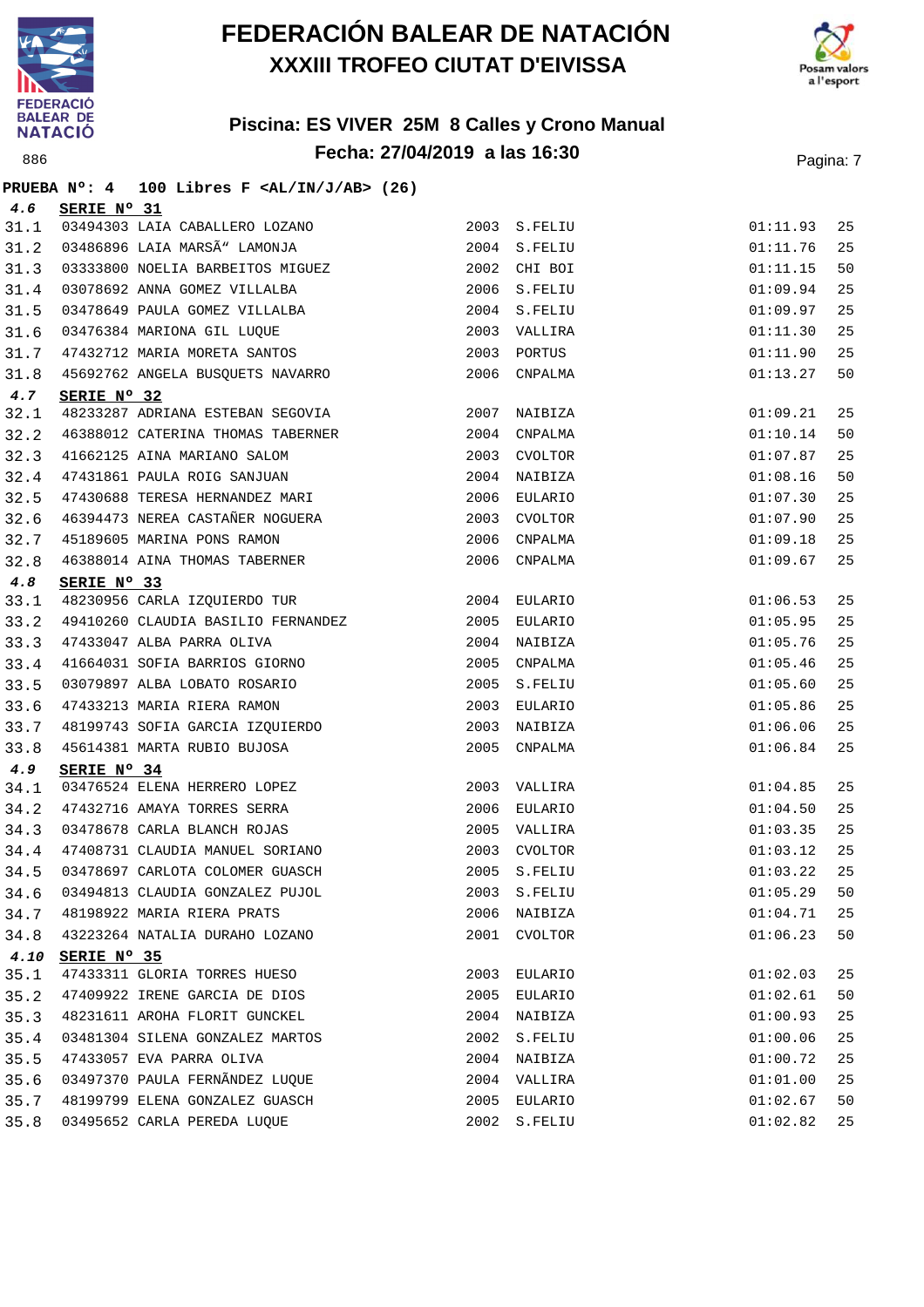# FEDERACIÓN BALEAR DE NATACIÓN
## XXXIII TROFEO CIUTAT D'EIVISSA

### Piscina: ES VIVER 25M 8 Calles y Crono Manual
### Fecha: 27/04/2019 a las 16:30

886

**PRUEBA Nº: 4 100 Libres F <AL/IN/J/AB> (26)**

**4.6 SERIE Nº 31**

| | | | | | |
|---|---|---|---|---|---|
| 31.1 | 03494303 LAIA CABALLERO LOZANO | 2003 | S.FELIU | 01:11.93 | 25 |
| 31.2 | 03486896 LAIA MARSÃ" LAMONJA | 2004 | S.FELIU | 01:11.76 | 25 |
| 31.3 | 03333800 NOELIA BARBEITOS MIGUEZ | 2002 | CHI BOI | 01:11.15 | 50 |
| 31.4 | 03078692 ANNA GOMEZ VILLALBA | 2006 | S.FELIU | 01:09.94 | 25 |
| 31.5 | 03478649 PAULA GOMEZ VILLALBA | 2004 | S.FELIU | 01:09.97 | 25 |
| 31.6 | 03476384 MARIONA GIL LUQUE | 2003 | VALLIRA | 01:11.30 | 25 |
| 31.7 | 47432712 MARIA MORETA SANTOS | 2003 | PORTUS | 01:11.90 | 25 |
| 31.8 | 45692762 ANGELA BUSQUETS NAVARRO | 2006 | CNPALMA | 01:13.27 | 50 |

**4.7 SERIE Nº 32**

| | | | | | |
|---|---|---|---|---|---|
| 32.1 | 48233287 ADRIANA ESTEBAN SEGOVIA | 2007 | NAIBIZA | 01:09.21 | 25 |
| 32.2 | 46388012 CATERINA THOMAS TABERNER | 2004 | CNPALMA | 01:10.14 | 50 |
| 32.3 | 41662125 AINA MARIANO SALOM | 2003 | CVOLTOR | 01:07.87 | 25 |
| 32.4 | 47431861 PAULA ROIG SANJUAN | 2004 | NAIBIZA | 01:08.16 | 50 |
| 32.5 | 47430688 TERESA HERNANDEZ MARI | 2006 | EULARIO | 01:07.30 | 25 |
| 32.6 | 46394473 NEREA CASTAÑER NOGUERA | 2003 | CVOLTOR | 01:07.90 | 25 |
| 32.7 | 45189605 MARINA PONS RAMON | 2006 | CNPALMA | 01:09.18 | 25 |
| 32.8 | 46388014 AINA THOMAS TABERNER | 2006 | CNPALMA | 01:09.67 | 25 |

**4.8 SERIE Nº 33**

| | | | | | |
|---|---|---|---|---|---|
| 33.1 | 48230956 CARLA IZQUIERDO TUR | 2004 | EULARIO | 01:06.53 | 25 |
| 33.2 | 49410260 CLAUDIA BASILIO FERNANDEZ | 2005 | EULARIO | 01:05.95 | 25 |
| 33.3 | 47433047 ALBA PARRA OLIVA | 2004 | NAIBIZA | 01:05.76 | 25 |
| 33.4 | 41664031 SOFIA BARRIOS GIORNO | 2005 | CNPALMA | 01:05.46 | 25 |
| 33.5 | 03079897 ALBA LOBATO ROSARIO | 2005 | S.FELIU | 01:05.60 | 25 |
| 33.6 | 47433213 MARIA RIERA RAMON | 2003 | EULARIO | 01:05.86 | 25 |
| 33.7 | 48199743 SOFIA GARCIA IZQUIERDO | 2003 | NAIBIZA | 01:06.06 | 25 |
| 33.8 | 45614381 MARTA RUBIO BUJOSA | 2005 | CNPALMA | 01:06.84 | 25 |

**4.9 SERIE Nº 34**

| | | | | | |
|---|---|---|---|---|---|
| 34.1 | 03476524 ELENA HERRERO LOPEZ | 2003 | VALLIRA | 01:04.85 | 25 |
| 34.2 | 47432716 AMAYA TORRES SERRA | 2006 | EULARIO | 01:04.50 | 25 |
| 34.3 | 03478678 CARLA BLANCH ROJAS | 2005 | VALLIRA | 01:03.35 | 25 |
| 34.4 | 47408731 CLAUDIA MANUEL SORIANO | 2003 | CVOLTOR | 01:03.12 | 25 |
| 34.5 | 03478697 CARLOTA COLOMER GUASCH | 2005 | S.FELIU | 01:03.22 | 25 |
| 34.6 | 03494813 CLAUDIA GONZALEZ PUJOL | 2003 | S.FELIU | 01:05.29 | 50 |
| 34.7 | 48198922 MARIA RIERA PRATS | 2006 | NAIBIZA | 01:04.71 | 25 |
| 34.8 | 43223264 NATALIA DURAHO LOZANO | 2001 | CVOLTOR | 01:06.23 | 50 |

**4.10 SERIE Nº 35**

| | | | | | |
|---|---|---|---|---|---|
| 35.1 | 47433311 GLORIA TORRES HUESO | 2003 | EULARIO | 01:02.03 | 25 |
| 35.2 | 47409922 IRENE GARCIA DE DIOS | 2005 | EULARIO | 01:02.61 | 50 |
| 35.3 | 48231611 AROHA FLORIT GUNCKEL | 2004 | NAIBIZA | 01:00.93 | 25 |
| 35.4 | 03481304 SILENA GONZALEZ MARTOS | 2002 | S.FELIU | 01:00.06 | 25 |
| 35.5 | 47433057 EVA PARRA OLIVA | 2004 | NAIBIZA | 01:00.72 | 25 |
| 35.6 | 03497370 PAULA FERNÃNDEZ LUQUE | 2004 | VALLIRA | 01:01.00 | 25 |
| 35.7 | 48199799 ELENA GONZALEZ GUASCH | 2005 | EULARIO | 01:02.67 | 50 |
| 35.8 | 03495652 CARLA PEREDA LUQUE | 2002 | S.FELIU | 01:02.82 | 25 |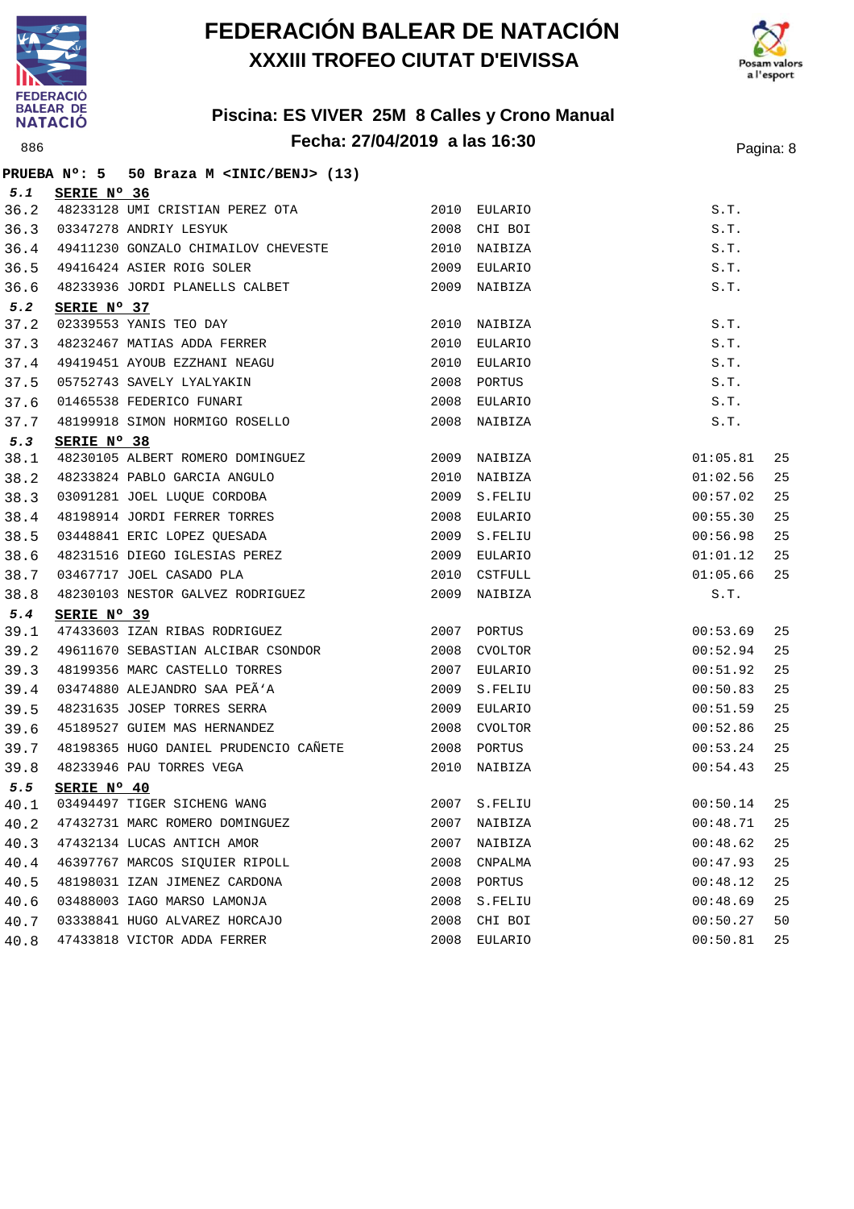# FEDERACIÓN BALEAR DE NATACIÓN
## XXXIII TROFEO CIUTAT D'EIVISSA

### Piscina: ES VIVER 25M 8 Calles y Crono Manual
### Fecha: 27/04/2019 a las 16:30

886

**PRUEBA Nº: 5 50 Braza M <INIC/BENJ> (13)**

**5.1 SERIE Nº 36**

| | | | | | |
|---|---|---|---|---|---|
| 36.2 | 48233128 UMI CRISTIAN PEREZ OTA | 2010 | EULARIO | S.T. | |
| 36.3 | 03347278 ANDRIY LESYUK | 2008 | CHI BOI | S.T. | |
| 36.4 | 49411230 GONZALO CHIMAILOV CHEVESTE | 2010 | NAIBIZA | S.T. | |
| 36.5 | 49416424 ASIER ROIG SOLER | 2009 | EULARIO | S.T. | |
| 36.6 | 48233936 JORDI PLANELLS CALBET | 2009 | NAIBIZA | S.T. | |

**5.2 SERIE Nº 37**

| | | | | | |
|---|---|---|---|---|---|
| 37.2 | 02339553 YANIS TEO DAY | 2010 | NAIBIZA | S.T. | |
| 37.3 | 48232467 MATIAS ADDA FERRER | 2010 | EULARIO | S.T. | |
| 37.4 | 49419451 AYOUB EZZHANI NEAGU | 2010 | EULARIO | S.T. | |
| 37.5 | 05752743 SAVELY LYALYAKIN | 2008 | PORTUS | S.T. | |
| 37.6 | 01465538 FEDERICO FUNARI | 2008 | EULARIO | S.T. | |
| 37.7 | 48199918 SIMON HORMIGO ROSELLO | 2008 | NAIBIZA | S.T. | |

**5.3 SERIE Nº 38**

| | | | | | |
|---|---|---|---|---|---|
| 38.1 | 48230105 ALBERT ROMERO DOMINGUEZ | 2009 | NAIBIZA | 01:05.81 | 25 |
| 38.2 | 48233824 PABLO GARCIA ANGULO | 2010 | NAIBIZA | 01:02.56 | 25 |
| 38.3 | 03091281 JOEL LUQUE CORDOBA | 2009 | S.FELIU | 00:57.02 | 25 |
| 38.4 | 48198914 JORDI FERRER TORRES | 2008 | EULARIO | 00:55.30 | 25 |
| 38.5 | 03448841 ERIC LOPEZ QUESADA | 2009 | S.FELIU | 00:56.98 | 25 |
| 38.6 | 48231516 DIEGO IGLESIAS PEREZ | 2009 | EULARIO | 01:01.12 | 25 |
| 38.7 | 03467717 JOEL CASADO PLA | 2010 | CSTFULL | 01:05.66 | 25 |
| 38.8 | 48230103 NESTOR GALVEZ RODRIGUEZ | 2009 | NAIBIZA | S.T. | |

**5.4 SERIE Nº 39**

| | | | | | |
|---|---|---|---|---|---|
| 39.1 | 47433603 IZAN RIBAS RODRIGUEZ | 2007 | PORTUS | 00:53.69 | 25 |
| 39.2 | 49611670 SEBASTIAN ALCIBAR CSONDOR | 2008 | CVOLTOR | 00:52.94 | 25 |
| 39.3 | 48199356 MARC CASTELLO TORRES | 2007 | EULARIO | 00:51.92 | 25 |
| 39.4 | 03474880 ALEJANDRO SAA PEÃ'A | 2009 | S.FELIU | 00:50.83 | 25 |
| 39.5 | 48231635 JOSEP TORRES SERRA | 2009 | EULARIO | 00:51.59 | 25 |
| 39.6 | 45189527 GUIEM MAS HERNANDEZ | 2008 | CVOLTOR | 00:52.86 | 25 |
| 39.7 | 48198365 HUGO DANIEL PRUDENCIO CAÑETE | 2008 | PORTUS | 00:53.24 | 25 |
| 39.8 | 48233946 PAU TORRES VEGA | 2010 | NAIBIZA | 00:54.43 | 25 |

**5.5 SERIE Nº 40**

| | | | | | |
|---|---|---|---|---|---|
| 40.1 | 03494497 TIGER SICHENG WANG | 2007 | S.FELIU | 00:50.14 | 25 |
| 40.2 | 47432731 MARC ROMERO DOMINGUEZ | 2007 | NAIBIZA | 00:48.71 | 25 |
| 40.3 | 47432134 LUCAS ANTICH AMOR | 2007 | NAIBIZA | 00:48.62 | 25 |
| 40.4 | 46397767 MARCOS SIQUIER RIPOLL | 2008 | CNPALMA | 00:47.93 | 25 |
| 40.5 | 48198031 IZAN JIMENEZ CARDONA | 2008 | PORTUS | 00:48.12 | 25 |
| 40.6 | 03488003 IAGO MARSO LAMONJA | 2008 | S.FELIU | 00:48.69 | 25 |
| 40.7 | 03338841 HUGO ALVAREZ HORCAJO | 2008 | CHI BOI | 00:50.27 | 50 |
| 40.8 | 47433818 VICTOR ADDA FERRER | 2008 | EULARIO | 00:50.81 | 25 |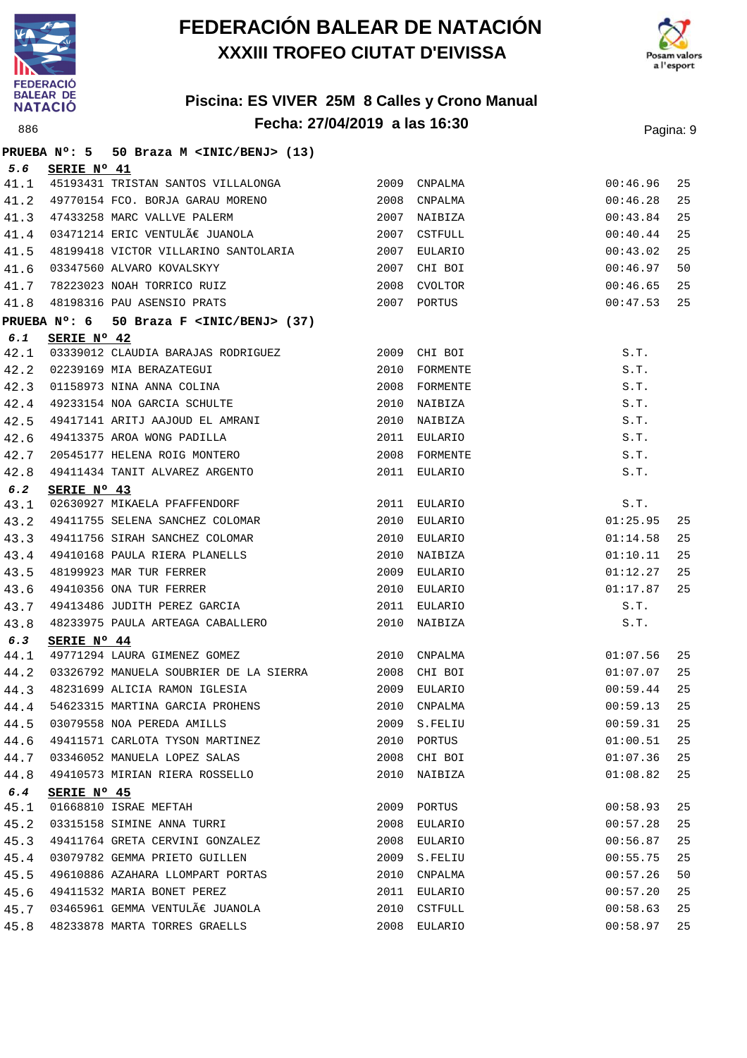# FEDERACIÓN BALEAR DE NATACIÓN

## XXXIII TROFEO CIUTAT D'EIVISSA

### Piscina: ES VIVER 25M 8 Calles y Crono Manual

### Fecha: 27/04/2019 a las 16:30

886

**PRUEBA Nº: 5 50 Braza M <INIC/BENJ> (13)**

**5.6 SERIE Nº 41**

| | | | | | |
|---|---|---|---|---|---|
| 41.1 | 45193431 TRISTAN SANTOS VILLALONGA | 2009 | CNPALMA | 00:46.96 | 25 |
| 41.2 | 49770154 FCO. BORJA GARAU MORENO | 2008 | CNPALMA | 00:46.28 | 25 |
| 41.3 | 47433258 MARC VALLVE PALERM | 2007 | NAIBIZA | 00:43.84 | 25 |
| 41.4 | 03471214 ERIC VENTULÃ€ JUANOLA | 2007 | CSTFULL | 00:40.44 | 25 |
| 41.5 | 48199418 VICTOR VILLARINO SANTOLARIA | 2007 | EULARIO | 00:43.02 | 25 |
| 41.6 | 03347560 ALVARO KOVALSKYY | 2007 | CHI BOI | 00:46.97 | 50 |
| 41.7 | 78223023 NOAH TORRICO RUIZ | 2008 | CVOLTOR | 00:46.65 | 25 |
| 41.8 | 48198316 PAU ASENSIO PRATS | 2007 | PORTUS | 00:47.53 | 25 |

**PRUEBA Nº: 6 50 Braza F <INIC/BENJ> (37)**

**6.1 SERIE Nº 42**

| | | | | | |
|---|---|---|---|---|---|
| 42.1 | 03339012 CLAUDIA BARAJAS RODRIGUEZ | 2009 | CHI BOI | S.T. | |
| 42.2 | 02239169 MIA BERAZATEGUI | 2010 | FORMENTE | S.T. | |
| 42.3 | 01158973 NINA ANNA COLINA | 2008 | FORMENTE | S.T. | |
| 42.4 | 49233154 NOA GARCIA SCHULTE | 2010 | NAIBIZA | S.T. | |
| 42.5 | 49417141 ARITJ AAJOUD EL AMRANI | 2010 | NAIBIZA | S.T. | |
| 42.6 | 49413375 AROA WONG PADILLA | 2011 | EULARIO | S.T. | |
| 42.7 | 20545177 HELENA ROIG MONTERO | 2008 | FORMENTE | S.T. | |
| 42.8 | 49411434 TANIT ALVAREZ ARGENTO | 2011 | EULARIO | S.T. | |

**6.2 SERIE Nº 43**

| | | | | | |
|---|---|---|---|---|---|
| 43.1 | 02630927 MIKAELA PFAFFENDORF | 2011 | EULARIO | S.T. | |
| 43.2 | 49411755 SELENA SANCHEZ COLOMAR | 2010 | EULARIO | 01:25.95 | 25 |
| 43.3 | 49411756 SIRAH SANCHEZ COLOMAR | 2010 | EULARIO | 01:14.58 | 25 |
| 43.4 | 49410168 PAULA RIERA PLANELLS | 2010 | NAIBIZA | 01:10.11 | 25 |
| 43.5 | 48199923 MAR TUR FERRER | 2009 | EULARIO | 01:12.27 | 25 |
| 43.6 | 49410356 ONA TUR FERRER | 2010 | EULARIO | 01:17.87 | 25 |
| 43.7 | 49413486 JUDITH PEREZ GARCIA | 2011 | EULARIO | S.T. | |
| 43.8 | 48233975 PAULA ARTEAGA CABALLERO | 2010 | NAIBIZA | S.T. | |

**6.3 SERIE Nº 44**

| | | | | | |
|---|---|---|---|---|---|
| 44.1 | 49771294 LAURA GIMENEZ GOMEZ | 2010 | CNPALMA | 01:07.56 | 25 |
| 44.2 | 03326792 MANUELA SOUBRIER DE LA SIERRA | 2008 | CHI BOI | 01:07.07 | 25 |
| 44.3 | 48231699 ALICIA RAMON IGLESIA | 2009 | EULARIO | 00:59.44 | 25 |
| 44.4 | 54623315 MARTINA GARCIA PROHENS | 2010 | CNPALMA | 00:59.13 | 25 |
| 44.5 | 03079558 NOA PEREDA AMILLS | 2009 | S.FELIU | 00:59.31 | 25 |
| 44.6 | 49411571 CARLOTA TYSON MARTINEZ | 2010 | PORTUS | 01:00.51 | 25 |
| 44.7 | 03346052 MANUELA LOPEZ SALAS | 2008 | CHI BOI | 01:07.36 | 25 |
| 44.8 | 49410573 MIRIAN RIERA ROSSELLO | 2010 | NAIBIZA | 01:08.82 | 25 |

**6.4 SERIE Nº 45**

| | | | | | |
|---|---|---|---|---|---|
| 45.1 | 01668810 ISRAE MEFTAH | 2009 | PORTUS | 00:58.93 | 25 |
| 45.2 | 03315158 SIMINE ANNA TURRI | 2008 | EULARIO | 00:57.28 | 25 |
| 45.3 | 49411764 GRETA CERVINI GONZALEZ | 2008 | EULARIO | 00:56.87 | 25 |
| 45.4 | 03079782 GEMMA PRIETO GUILLEN | 2009 | S.FELIU | 00:55.75 | 25 |
| 45.5 | 49610886 AZAHARA LLOMPART PORTAS | 2010 | CNPALMA | 00:57.26 | 50 |
| 45.6 | 49411532 MARIA BONET PEREZ | 2011 | EULARIO | 00:57.20 | 25 |
| 45.7 | 03465961 GEMMA VENTULÃ€ JUANOLA | 2010 | CSTFULL | 00:58.63 | 25 |
| 45.8 | 48233878 MARTA TORRES GRAELLS | 2008 | EULARIO | 00:58.97 | 25 |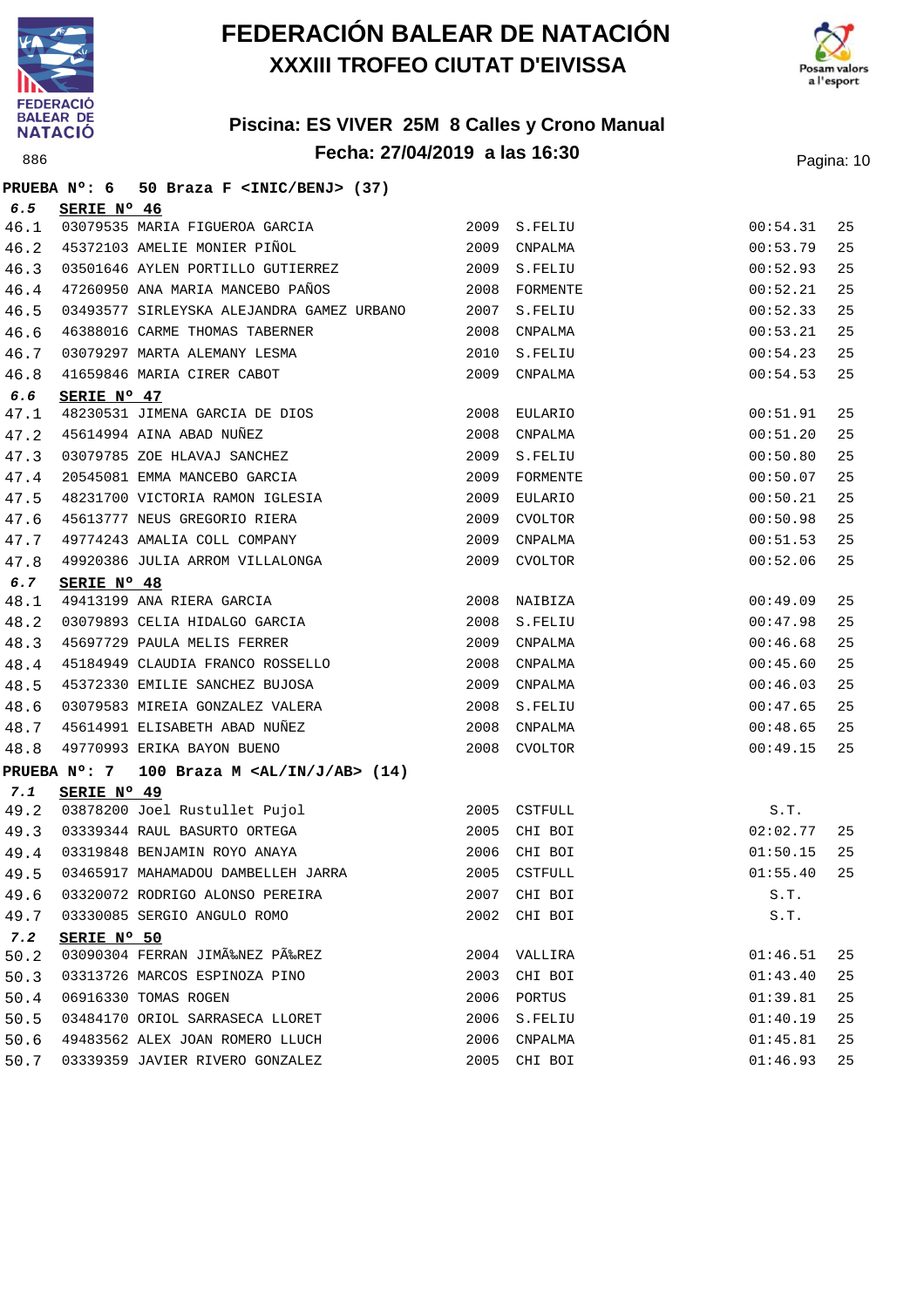# FEDERACIÓN BALEAR DE NATACIÓN

## XXXIII TROFEO CIUTAT D'EIVISSA

### Piscina: ES VIVER 25M 8 Calles y Crono Manual

### Fecha: 27/04/2019 a las 16:30

886

**PRUEBA Nº: 6 50 Braza F <INIC/BENJ> (37)**

**6.5 SERIE Nº 46**

| | | | | | |
|---|---|---|---|---|---|
| 46.1 | 03079535 MARIA FIGUEROA GARCIA | 2009 | S.FELIU | 00:54.31 | 25 |
| 46.2 | 45372103 AMELIE MONIER PIÑOL | 2009 | CNPALMA | 00:53.79 | 25 |
| 46.3 | 03501646 AYLEN PORTILLO GUTIERREZ | 2009 | S.FELIU | 00:52.93 | 25 |
| 46.4 | 47260950 ANA MARIA MANCEBO PAÑOS | 2008 | FORMENTE | 00:52.21 | 25 |
| 46.5 | 03493577 SIRLEYSKA ALEJANDRA GAMEZ URBANO | 2007 | S.FELIU | 00:52.33 | 25 |
| 46.6 | 46388016 CARME THOMAS TABERNER | 2008 | CNPALMA | 00:53.21 | 25 |
| 46.7 | 03079297 MARTA ALEMANY LESMA | 2010 | S.FELIU | 00:54.23 | 25 |
| 46.8 | 41659846 MARIA CIRER CABOT | 2009 | CNPALMA | 00:54.53 | 25 |

**6.6 SERIE Nº 47**

| | | | | | |
|---|---|---|---|---|---|
| 47.1 | 48230531 JIMENA GARCIA DE DIOS | 2008 | EULARIO | 00:51.91 | 25 |
| 47.2 | 45614994 AINA ABAD NUÑEZ | 2008 | CNPALMA | 00:51.20 | 25 |
| 47.3 | 03079785 ZOE HLAVAJ SANCHEZ | 2009 | S.FELIU | 00:50.80 | 25 |
| 47.4 | 20545081 EMMA MANCEBO GARCIA | 2009 | FORMENTE | 00:50.07 | 25 |
| 47.5 | 48231700 VICTORIA RAMON IGLESIA | 2009 | EULARIO | 00:50.21 | 25 |
| 47.6 | 45613777 NEUS GREGORIO RIERA | 2009 | CVOLTOR | 00:50.98 | 25 |
| 47.7 | 49774243 AMALIA COLL COMPANY | 2009 | CNPALMA | 00:51.53 | 25 |
| 47.8 | 49920386 JULIA ARROM VILLALONGA | 2009 | CVOLTOR | 00:52.06 | 25 |

**6.7 SERIE Nº 48**

| | | | | | |
|---|---|---|---|---|---|
| 48.1 | 49413199 ANA RIERA GARCIA | 2008 | NAIBIZA | 00:49.09 | 25 |
| 48.2 | 03079893 CELIA HIDALGO GARCIA | 2008 | S.FELIU | 00:47.98 | 25 |
| 48.3 | 45697729 PAULA MELIS FERRER | 2009 | CNPALMA | 00:46.68 | 25 |
| 48.4 | 45184949 CLAUDIA FRANCO ROSSELLO | 2008 | CNPALMA | 00:45.60 | 25 |
| 48.5 | 45372330 EMILIE SANCHEZ BUJOSA | 2009 | CNPALMA | 00:46.03 | 25 |
| 48.6 | 03079583 MIREIA GONZALEZ VALERA | 2008 | S.FELIU | 00:47.65 | 25 |
| 48.7 | 45614991 ELISABETH ABAD NUÑEZ | 2008 | CNPALMA | 00:48.65 | 25 |
| 48.8 | 49770993 ERIKA BAYON BUENO | 2008 | CVOLTOR | 00:49.15 | 25 |

**PRUEBA Nº: 7 100 Braza M <AL/IN/J/AB> (14)**

**7.1 SERIE Nº 49**

| | | | | | |
|---|---|---|---|---|---|
| 49.2 | 03878200 Joel Rustullet Pujol | 2005 | CSTFULL | S.T. | |
| 49.3 | 03339344 RAUL BASURTO ORTEGA | 2005 | CHI BOI | 02:02.77 | 25 |
| 49.4 | 03319848 BENJAMIN ROYO ANAYA | 2006 | CHI BOI | 01:50.15 | 25 |
| 49.5 | 03465917 MAHAMADOU DAMBELLEH JARRA | 2005 | CSTFULL | 01:55.40 | 25 |
| 49.6 | 03320072 RODRIGO ALONSO PEREIRA | 2007 | CHI BOI | S.T. | |
| 49.7 | 03330085 SERGIO ANGULO ROMO | 2002 | CHI BOI | S.T. | |

**7.2 SERIE Nº 50**

| | | | | | |
|---|---|---|---|---|---|
| 50.2 | 03090304 FERRAN JIMÃ‰NEZ PÃ‰REZ | 2004 | VALLIRA | 01:46.51 | 25 |
| 50.3 | 03313726 MARCOS ESPINOZA PINO | 2003 | CHI BOI | 01:43.40 | 25 |
| 50.4 | 06916330 TOMAS ROGEN | 2006 | PORTUS | 01:39.81 | 25 |
| 50.5 | 03484170 ORIOL SARRASECA LLORET | 2006 | S.FELIU | 01:40.19 | 25 |
| 50.6 | 49483562 ALEX JOAN ROMERO LLUCH | 2006 | CNPALMA | 01:45.81 | 25 |
| 50.7 | 03339359 JAVIER RIVERO GONZALEZ | 2005 | CHI BOI | 01:46.93 | 25 |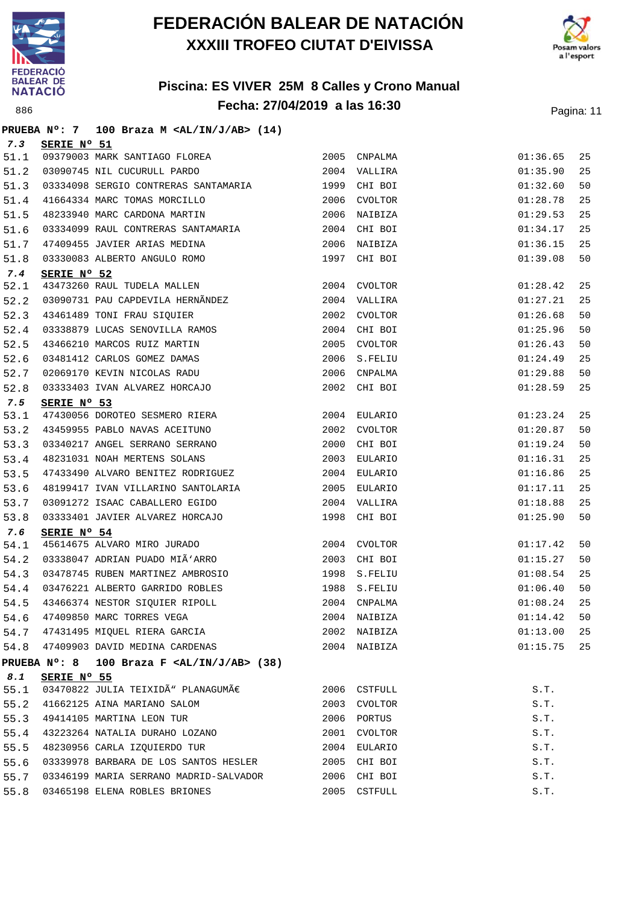# FEDERACIÓN BALEAR DE NATACIÓN
## XXXIII TROFEO CIUTAT D'EIVISSA

### Piscina: ES VIVER 25M 8 Calles y Crono Manual
### Fecha: 27/04/2019 a las 16:30

886

**PRUEBA Nº: 7 100 Braza M <AL/IN/J/AB> (14)**

**7.3 SERIE Nº 51**

| | | | | | |
|---|---|---|---|---|---|
| 51.1 | 09379003 MARK SANTIAGO FLOREA | 2005 | CNPALMA | 01:36.65 | 25 |
| 51.2 | 03090745 NIL CUCURULL PARDO | 2004 | VALLIRA | 01:35.90 | 25 |
| 51.3 | 03334098 SERGIO CONTRERAS SANTAMARIA | 1999 | CHI BOI | 01:32.60 | 50 |
| 51.4 | 41664334 MARC TOMAS MORCILLO | 2006 | CVOLTOR | 01:28.78 | 25 |
| 51.5 | 48233940 MARC CARDONA MARTIN | 2006 | NAIBIZA | 01:29.53 | 25 |
| 51.6 | 03334099 RAUL CONTRERAS SANTAMARIA | 2004 | CHI BOI | 01:34.17 | 25 |
| 51.7 | 47409455 JAVIER ARIAS MEDINA | 2006 | NAIBIZA | 01:36.15 | 25 |
| 51.8 | 03330083 ALBERTO ANGULO ROMO | 1997 | CHI BOI | 01:39.08 | 50 |

**7.4 SERIE Nº 52**

| | | | | | |
|---|---|---|---|---|---|
| 52.1 | 43473260 RAUL TUDELA MALLEN | 2004 | CVOLTOR | 01:28.42 | 25 |
| 52.2 | 03090731 PAU CAPDEVILA HERNÃNDEZ | 2004 | VALLIRA | 01:27.21 | 25 |
| 52.3 | 43461489 TONI FRAU SIQUIER | 2002 | CVOLTOR | 01:26.68 | 50 |
| 52.4 | 03338879 LUCAS SENOVILLA RAMOS | 2004 | CHI BOI | 01:25.96 | 50 |
| 52.5 | 43466210 MARCOS RUIZ MARTIN | 2005 | CVOLTOR | 01:26.43 | 50 |
| 52.6 | 03481412 CARLOS GOMEZ DAMAS | 2006 | S.FELIU | 01:24.49 | 25 |
| 52.7 | 02069170 KEVIN NICOLAS RADU | 2006 | CNPALMA | 01:29.88 | 50 |
| 52.8 | 03333403 IVAN ALVAREZ HORCAJO | 2002 | CHI BOI | 01:28.59 | 25 |

**7.5 SERIE Nº 53**

| | | | | | |
|---|---|---|---|---|---|
| 53.1 | 47430056 DOROTEO SESMERO RIERA | 2004 | EULARIO | 01:23.24 | 25 |
| 53.2 | 43459955 PABLO NAVAS ACEITUNO | 2002 | CVOLTOR | 01:20.87 | 50 |
| 53.3 | 03340217 ANGEL SERRANO SERRANO | 2000 | CHI BOI | 01:19.24 | 50 |
| 53.4 | 48231031 NOAH MERTENS SOLANS | 2003 | EULARIO | 01:16.31 | 25 |
| 53.5 | 47433490 ALVARO BENITEZ RODRIGUEZ | 2004 | EULARIO | 01:16.86 | 25 |
| 53.6 | 48199417 IVAN VILLARINO SANTOLARIA | 2005 | EULARIO | 01:17.11 | 25 |
| 53.7 | 03091272 ISAAC CABALLERO EGIDO | 2004 | VALLIRA | 01:18.88 | 25 |
| 53.8 | 03333401 JAVIER ALVAREZ HORCAJO | 1998 | CHI BOI | 01:25.90 | 50 |

**7.6 SERIE Nº 54**

| | | | | | |
|---|---|---|---|---|---|
| 54.1 | 45614675 ALVARO MIRO JURADO | 2004 | CVOLTOR | 01:17.42 | 50 |
| 54.2 | 03338047 ADRIAN PUADO MIÃ'ARRO | 2003 | CHI BOI | 01:15.27 | 50 |
| 54.3 | 03478745 RUBEN MARTINEZ AMBROSIO | 1998 | S.FELIU | 01:08.54 | 25 |
| 54.4 | 03476221 ALBERTO GARRIDO ROBLES | 1988 | S.FELIU | 01:06.40 | 50 |
| 54.5 | 43466374 NESTOR SIQUIER RIPOLL | 2004 | CNPALMA | 01:08.24 | 25 |
| 54.6 | 47409850 MARC TORRES VEGA | 2004 | NAIBIZA | 01:14.42 | 50 |
| 54.7 | 47431495 MIQUEL RIERA GARCIA | 2002 | NAIBIZA | 01:13.00 | 25 |
| 54.8 | 47409903 DAVID MEDINA CARDENAS | 2004 | NAIBIZA | 01:15.75 | 25 |

**PRUEBA Nº: 8 100 Braza F <AL/IN/J/AB> (38)**

**8.1 SERIE Nº 55**

| | | | | | |
|---|---|---|---|---|---|
| 55.1 | 03470822 JULIA TEIXIDÃ" PLANAGUMÃ€ | 2006 | CSTFULL | S.T. | |
| 55.2 | 41662125 AINA MARIANO SALOM | 2003 | CVOLTOR | S.T. | |
| 55.3 | 49414105 MARTINA LEON TUR | 2006 | PORTUS | S.T. | |
| 55.4 | 43223264 NATALIA DURAHO LOZANO | 2001 | CVOLTOR | S.T. | |
| 55.5 | 48230956 CARLA IZQUIERDO TUR | 2004 | EULARIO | S.T. | |
| 55.6 | 03339978 BARBARA DE LOS SANTOS HESLER | 2005 | CHI BOI | S.T. | |
| 55.7 | 03346199 MARIA SERRANO MADRID-SALVADOR | 2006 | CHI BOI | S.T. | |
| 55.8 | 03465198 ELENA ROBLES BRIONES | 2005 | CSTFULL | S.T. | |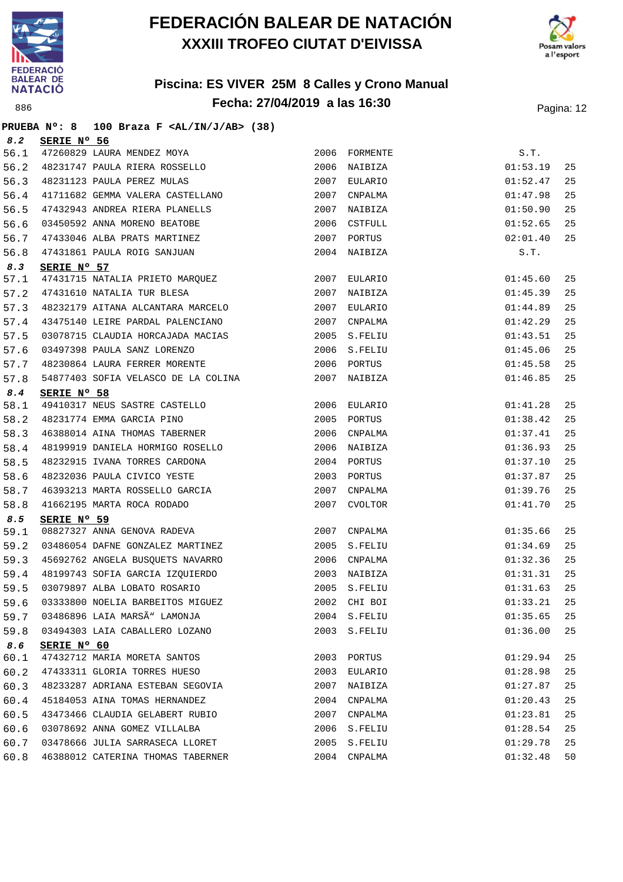# FEDERACIÓN BALEAR DE NATACIÓN
## XXXIII TROFEO CIUTAT D'EIVISSA

### Piscina: ES VIVER 25M 8 Calles y Crono Manual
### Fecha: 27/04/2019 a las 16:30

886

**PRUEBA Nº: 8 100 Braza F <AL/IN/J/AB> (38)**

| | | | | | | |
|---|---|---|---|---|---|---|
| ***8.2*** | **SERIE Nº 56** | | | | | |
| 56.1 | 47260829 | LAURA MENDEZ MOYA | 2006 | FORMENTE | S.T. | |
| 56.2 | 48231747 | PAULA RIERA ROSSELLO | 2006 | NAIBIZA | 01:53.19 | 25 |
| 56.3 | 48231123 | PAULA PEREZ MULAS | 2007 | EULARIO | 01:52.47 | 25 |
| 56.4 | 41711682 | GEMMA VALERA CASTELLANO | 2007 | CNPALMA | 01:47.98 | 25 |
| 56.5 | 47432943 | ANDREA RIERA PLANELLS | 2007 | NAIBIZA | 01:50.90 | 25 |
| 56.6 | 03450592 | ANNA MORENO BEATOBE | 2006 | CSTFULL | 01:52.65 | 25 |
| 56.7 | 47433046 | ALBA PRATS MARTINEZ | 2007 | PORTUS | 02:01.40 | 25 |
| 56.8 | 47431861 | PAULA ROIG SANJUAN | 2004 | NAIBIZA | S.T. | |
| ***8.3*** | **SERIE Nº 57** | | | | | |
| 57.1 | 47431715 | NATALIA PRIETO MARQUEZ | 2007 | EULARIO | 01:45.60 | 25 |
| 57.2 | 47431610 | NATALIA TUR BLESA | 2007 | NAIBIZA | 01:45.39 | 25 |
| 57.3 | 48232179 | AITANA ALCANTARA MARCELO | 2007 | EULARIO | 01:44.89 | 25 |
| 57.4 | 43475140 | LEIRE PARDAL PALENCIANO | 2007 | CNPALMA | 01:42.29 | 25 |
| 57.5 | 03078715 | CLAUDIA HORCAJADA MACIAS | 2005 | S.FELIU | 01:43.51 | 25 |
| 57.6 | 03497398 | PAULA SANZ LORENZO | 2006 | S.FELIU | 01:45.06 | 25 |
| 57.7 | 48230864 | LAURA FERRER MORENTE | 2006 | PORTUS | 01:45.58 | 25 |
| 57.8 | 54877403 | SOFIA VELASCO DE LA COLINA | 2007 | NAIBIZA | 01:46.85 | 25 |
| ***8.4*** | **SERIE Nº 58** | | | | | |
| 58.1 | 49410317 | NEUS SASTRE CASTELLO | 2006 | EULARIO | 01:41.28 | 25 |
| 58.2 | 48231774 | EMMA GARCIA PINO | 2005 | PORTUS | 01:38.42 | 25 |
| 58.3 | 46388014 | AINA THOMAS TABERNER | 2006 | CNPALMA | 01:37.41 | 25 |
| 58.4 | 48199919 | DANIELA HORMIGO ROSELLO | 2006 | NAIBIZA | 01:36.93 | 25 |
| 58.5 | 48232915 | IVANA TORRES CARDONA | 2004 | PORTUS | 01:37.10 | 25 |
| 58.6 | 48232036 | PAULA CIVICO YESTE | 2003 | PORTUS | 01:37.87 | 25 |
| 58.7 | 46393213 | MARTA ROSSELLO GARCIA | 2007 | CNPALMA | 01:39.76 | 25 |
| 58.8 | 41662195 | MARTA ROCA RODADO | 2007 | CVOLTOR | 01:41.70 | 25 |
| ***8.5*** | **SERIE Nº 59** | | | | | |
| 59.1 | 08827327 | ANNA GENOVA RADEVA | 2007 | CNPALMA | 01:35.66 | 25 |
| 59.2 | 03486054 | DAFNE GONZALEZ MARTINEZ | 2005 | S.FELIU | 01:34.69 | 25 |
| 59.3 | 45692762 | ANGELA BUSQUETS NAVARRO | 2006 | CNPALMA | 01:32.36 | 25 |
| 59.4 | 48199743 | SOFIA GARCIA IZQUIERDO | 2003 | NAIBIZA | 01:31.31 | 25 |
| 59.5 | 03079897 | ALBA LOBATO ROSARIO | 2005 | S.FELIU | 01:31.63 | 25 |
| 59.6 | 03333800 | NOELIA BARBEITOS MIGUEZ | 2002 | CHI BOI | 01:33.21 | 25 |
| 59.7 | 03486896 | LAIA MARSÃ" LAMONJA | 2004 | S.FELIU | 01:35.65 | 25 |
| 59.8 | 03494303 | LAIA CABALLERO LOZANO | 2003 | S.FELIU | 01:36.00 | 25 |
| ***8.6*** | **SERIE Nº 60** | | | | | |
| 60.1 | 47432712 | MARIA MORETA SANTOS | 2003 | PORTUS | 01:29.94 | 25 |
| 60.2 | 47433311 | GLORIA TORRES HUESO | 2003 | EULARIO | 01:28.98 | 25 |
| 60.3 | 48233287 | ADRIANA ESTEBAN SEGOVIA | 2007 | NAIBIZA | 01:27.87 | 25 |
| 60.4 | 45184053 | AINA TOMAS HERNANDEZ | 2004 | CNPALMA | 01:20.43 | 25 |
| 60.5 | 43473466 | CLAUDIA GELABERT RUBIO | 2007 | CNPALMA | 01:23.81 | 25 |
| 60.6 | 03078692 | ANNA GOMEZ VILLALBA | 2006 | S.FELIU | 01:28.54 | 25 |
| 60.7 | 03478666 | JULIA SARRASECA LLORET | 2005 | S.FELIU | 01:29.78 | 25 |
| 60.8 | 46388012 | CATERINA THOMAS TABERNER | 2004 | CNPALMA | 01:32.48 | 50 |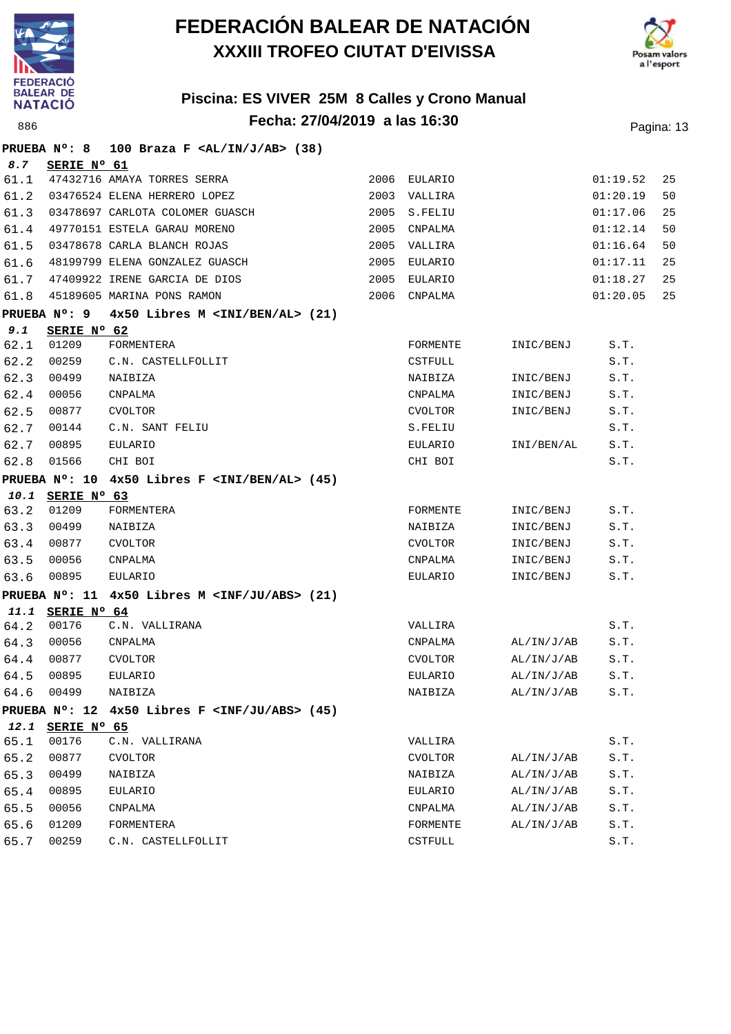# FEDERACIÓN BALEAR DE NATACIÓN

## XXXIII TROFEO CIUTAT D'EIVISSA

### Piscina: ES VIVER 25M 8 Calles y Crono Manual

### Fecha: 27/04/2019 a las 16:30

886

**PRUEBA Nº: 8 100 Braza F <AL/IN/J/AB> (38)**

***8.7*** **SERIE Nº 61**

| | | | | | | |
|---|---|---|---|---|---|---|
| 61.1 | 47432716 | AMAYA TORRES SERRA | 2006 | EULARIO | 01:19.52 | 25 |
| 61.2 | 03476524 | ELENA HERRERO LOPEZ | 2003 | VALLIRA | 01:20.19 | 50 |
| 61.3 | 03478697 | CARLOTA COLOMER GUASCH | 2005 | S.FELIU | 01:17.06 | 25 |
| 61.4 | 49770151 | ESTELA GARAU MORENO | 2005 | CNPALMA | 01:12.14 | 50 |
| 61.5 | 03478678 | CARLA BLANCH ROJAS | 2005 | VALLIRA | 01:16.64 | 50 |
| 61.6 | 48199799 | ELENA GONZALEZ GUASCH | 2005 | EULARIO | 01:17.11 | 25 |
| 61.7 | 47409922 | IRENE GARCIA DE DIOS | 2005 | EULARIO | 01:18.27 | 25 |
| 61.8 | 45189605 | MARINA PONS RAMON | 2006 | CNPALMA | 01:20.05 | 25 |

**PRUEBA Nº: 9 4x50 Libres M <INI/BEN/AL> (21)**

***9.1*** **SERIE Nº 62**

| | | | | | |
|---|---|---|---|---|---|
| 62.1 | 01209 | FORMENTERA | FORMENTE | INIC/BENJ | S.T. |
| 62.2 | 00259 | C.N. CASTELLFOLLIT | CSTFULL | | S.T. |
| 62.3 | 00499 | NAIBIZA | NAIBIZA | INIC/BENJ | S.T. |
| 62.4 | 00056 | CNPALMA | CNPALMA | INIC/BENJ | S.T. |
| 62.5 | 00877 | CVOLTOR | CVOLTOR | INIC/BENJ | S.T. |
| 62.7 | 00144 | C.N. SANT FELIU | S.FELIU | | S.T. |
| 62.7 | 00895 | EULARIO | EULARIO | INI/BEN/AL | S.T. |
| 62.8 | 01566 | CHI BOI | CHI BOI | | S.T. |

**PRUEBA Nº: 10 4x50 Libres F <INI/BEN/AL> (45)**

***10.1*** **SERIE Nº 63**

| | | | | | |
|---|---|---|---|---|---|
| 63.2 | 01209 | FORMENTERA | FORMENTE | INIC/BENJ | S.T. |
| 63.3 | 00499 | NAIBIZA | NAIBIZA | INIC/BENJ | S.T. |
| 63.4 | 00877 | CVOLTOR | CVOLTOR | INIC/BENJ | S.T. |
| 63.5 | 00056 | CNPALMA | CNPALMA | INIC/BENJ | S.T. |
| 63.6 | 00895 | EULARIO | EULARIO | INIC/BENJ | S.T. |

**PRUEBA Nº: 11 4x50 Libres M <INF/JU/ABS> (21)**

***11.1*** **SERIE Nº 64**

| | | | | | |
|---|---|---|---|---|---|
| 64.2 | 00176 | C.N. VALLIRANA | VALLIRA | | S.T. |
| 64.3 | 00056 | CNPALMA | CNPALMA | AL/IN/J/AB | S.T. |
| 64.4 | 00877 | CVOLTOR | CVOLTOR | AL/IN/J/AB | S.T. |
| 64.5 | 00895 | EULARIO | EULARIO | AL/IN/J/AB | S.T. |
| 64.6 | 00499 | NAIBIZA | NAIBIZA | AL/IN/J/AB | S.T. |

**PRUEBA Nº: 12 4x50 Libres F <INF/JU/ABS> (45)**

***12.1*** **SERIE Nº 65**

| | | | | | |
|---|---|---|---|---|---|
| 65.1 | 00176 | C.N. VALLIRANA | VALLIRA | | S.T. |
| 65.2 | 00877 | CVOLTOR | CVOLTOR | AL/IN/J/AB | S.T. |
| 65.3 | 00499 | NAIBIZA | NAIBIZA | AL/IN/J/AB | S.T. |
| 65.4 | 00895 | EULARIO | EULARIO | AL/IN/J/AB | S.T. |
| 65.5 | 00056 | CNPALMA | CNPALMA | AL/IN/J/AB | S.T. |
| 65.6 | 01209 | FORMENTERA | FORMENTE | AL/IN/J/AB | S.T. |
| 65.7 | 00259 | C.N. CASTELLFOLLIT | CSTFULL | | S.T. |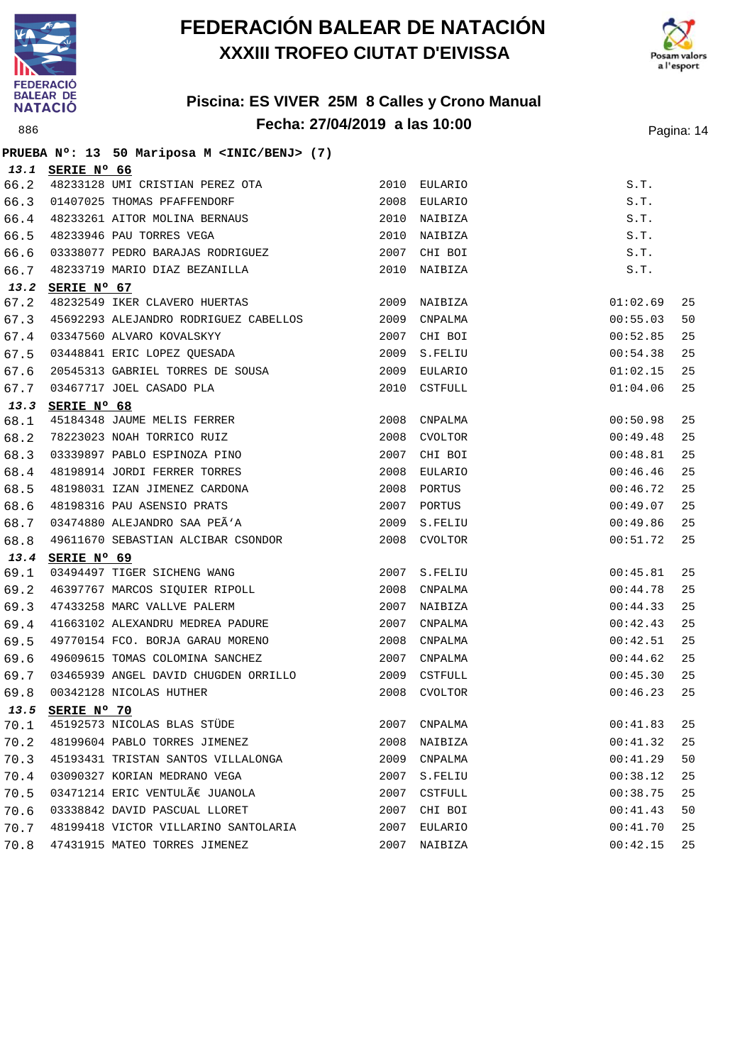# FEDERACIÓN BALEAR DE NATACIÓN
## XXXIII TROFEO CIUTAT D'EIVISSA

### Piscina: ES VIVER 25M 8 Calles y Crono Manual
### Fecha: 27/04/2019 a las 10:00

886

**PRUEBA Nº: 13 50 Mariposa M <INIC/BENJ> (7)**

| | | | | | |
|---|---|---|---|---|---|
| ***13.1*** | **SERIE Nº 66** | | | | |
| 66.2 | 48233128 UMI CRISTIAN PEREZ OTA | 2010 | EULARIO | S.T. | |
| 66.3 | 01407025 THOMAS PFAFFENDORF | 2008 | EULARIO | S.T. | |
| 66.4 | 48233261 AITOR MOLINA BERNAUS | 2010 | NAIBIZA | S.T. | |
| 66.5 | 48233946 PAU TORRES VEGA | 2010 | NAIBIZA | S.T. | |
| 66.6 | 03338077 PEDRO BARAJAS RODRIGUEZ | 2007 | CHI BOI | S.T. | |
| 66.7 | 48233719 MARIO DIAZ BEZANILLA | 2010 | NAIBIZA | S.T. | |
| ***13.2*** | **SERIE Nº 67** | | | | |
| 67.2 | 48232549 IKER CLAVERO HUERTAS | 2009 | NAIBIZA | 01:02.69 | 25 |
| 67.3 | 45692293 ALEJANDRO RODRIGUEZ CABELLOS | 2009 | CNPALMA | 00:55.03 | 50 |
| 67.4 | 03347560 ALVARO KOVALSKYY | 2007 | CHI BOI | 00:52.85 | 25 |
| 67.5 | 03448841 ERIC LOPEZ QUESADA | 2009 | S.FELIU | 00:54.38 | 25 |
| 67.6 | 20545313 GABRIEL TORRES DE SOUSA | 2009 | EULARIO | 01:02.15 | 25 |
| 67.7 | 03467717 JOEL CASADO PLA | 2010 | CSTFULL | 01:04.06 | 25 |
| ***13.3*** | **SERIE Nº 68** | | | | |
| 68.1 | 45184348 JAUME MELIS FERRER | 2008 | CNPALMA | 00:50.98 | 25 |
| 68.2 | 78223023 NOAH TORRICO RUIZ | 2008 | CVOLTOR | 00:49.48 | 25 |
| 68.3 | 03339897 PABLO ESPINOZA PINO | 2007 | CHI BOI | 00:48.81 | 25 |
| 68.4 | 48198914 JORDI FERRER TORRES | 2008 | EULARIO | 00:46.46 | 25 |
| 68.5 | 48198031 IZAN JIMENEZ CARDONA | 2008 | PORTUS | 00:46.72 | 25 |
| 68.6 | 48198316 PAU ASENSIO PRATS | 2007 | PORTUS | 00:49.07 | 25 |
| 68.7 | 03474880 ALEJANDRO SAA PEÃ'A | 2009 | S.FELIU | 00:49.86 | 25 |
| 68.8 | 49611670 SEBASTIAN ALCIBAR CSONDOR | 2008 | CVOLTOR | 00:51.72 | 25 |
| ***13.4*** | **SERIE Nº 69** | | | | |
| 69.1 | 03494497 TIGER SICHENG WANG | 2007 | S.FELIU | 00:45.81 | 25 |
| 69.2 | 46397767 MARCOS SIQUIER RIPOLL | 2008 | CNPALMA | 00:44.78 | 25 |
| 69.3 | 47433258 MARC VALLVE PALERM | 2007 | NAIBIZA | 00:44.33 | 25 |
| 69.4 | 41663102 ALEXANDRU MEDREA PADURE | 2007 | CNPALMA | 00:42.43 | 25 |
| 69.5 | 49770154 FCO. BORJA GARAU MORENO | 2008 | CNPALMA | 00:42.51 | 25 |
| 69.6 | 49609615 TOMAS COLOMINA SANCHEZ | 2007 | CNPALMA | 00:44.62 | 25 |
| 69.7 | 03465939 ANGEL DAVID CHUGDEN ORRILLO | 2009 | CSTFULL | 00:45.30 | 25 |
| 69.8 | 00342128 NICOLAS HUTHER | 2008 | CVOLTOR | 00:46.23 | 25 |
| ***13.5*** | **SERIE Nº 70** | | | | |
| 70.1 | 45192573 NICOLAS BLAS STÜDE | 2007 | CNPALMA | 00:41.83 | 25 |
| 70.2 | 48199604 PABLO TORRES JIMENEZ | 2008 | NAIBIZA | 00:41.32 | 25 |
| 70.3 | 45193431 TRISTAN SANTOS VILLALONGA | 2009 | CNPALMA | 00:41.29 | 50 |
| 70.4 | 03090327 KORIAN MEDRANO VEGA | 2007 | S.FELIU | 00:38.12 | 25 |
| 70.5 | 03471214 ERIC VENTULÃ€ JUANOLA | 2007 | CSTFULL | 00:38.75 | 25 |
| 70.6 | 03338842 DAVID PASCUAL LLORET | 2007 | CHI BOI | 00:41.43 | 50 |
| 70.7 | 48199418 VICTOR VILLARINO SANTOLARIA | 2007 | EULARIO | 00:41.70 | 25 |
| 70.8 | 47431915 MATEO TORRES JIMENEZ | 2007 | NAIBIZA | 00:42.15 | 25 |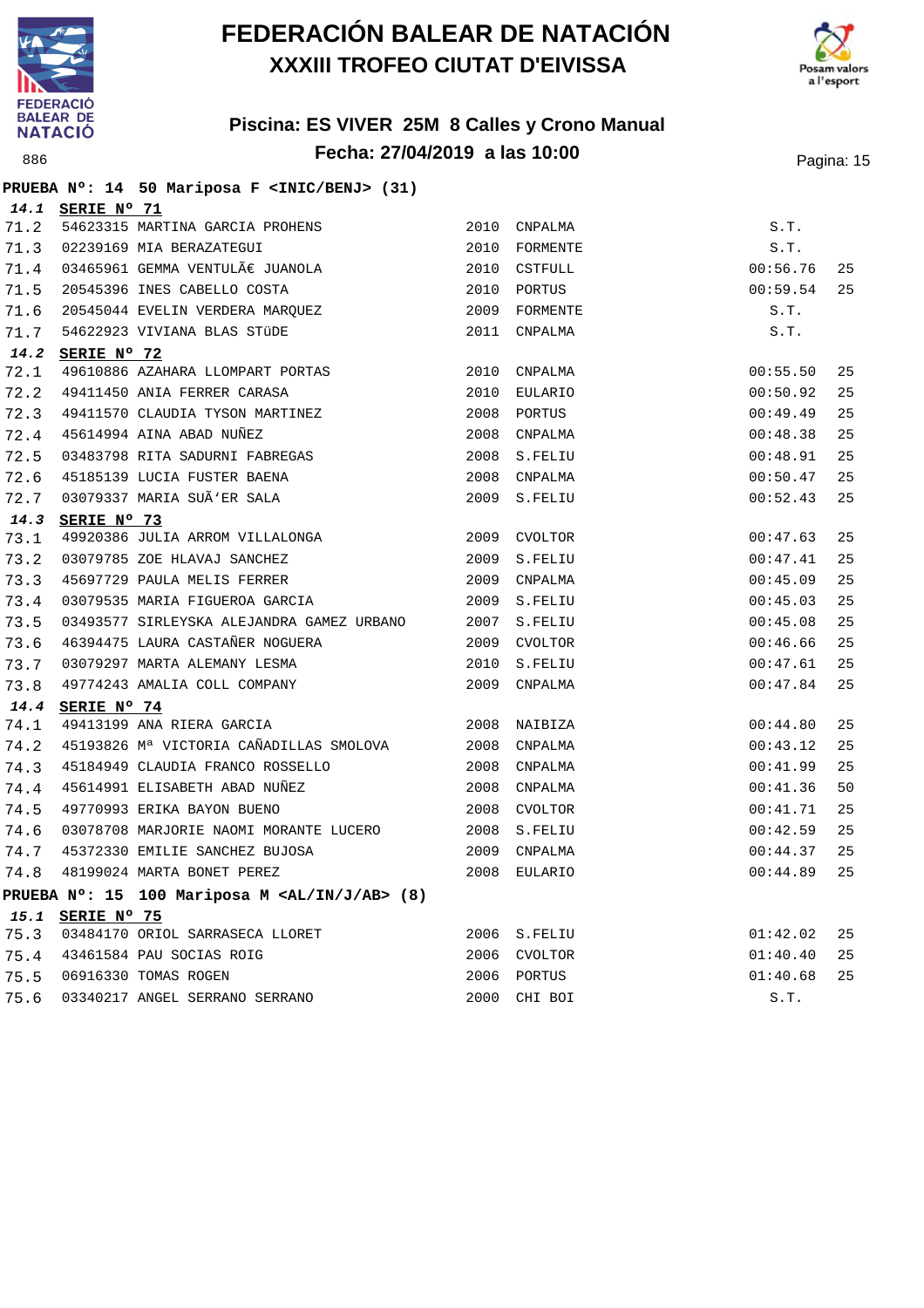# FEDERACIÓN BALEAR DE NATACIÓN
## XXXIII TROFEO CIUTAT D'EIVISSA

### Piscina: ES VIVER 25M 8 Calles y Crono Manual
### Fecha: 27/04/2019 a las 10:00

886

**PRUEBA Nº: 14 50 Mariposa F <INIC/BENJ> (31)**

**14.1 SERIE Nº 71**

| | | | | | |
|---|---|---|---|---|---|
| 71.2 | 54623315 MARTINA GARCIA PROHENS | 2010 | CNPALMA | S.T. | |
| 71.3 | 02239169 MIA BERAZATEGUI | 2010 | FORMENTE | S.T. | |
| 71.4 | 03465961 GEMMA VENTULÃ€ JUANOLA | 2010 | CSTFULL | 00:56.76 | 25 |
| 71.5 | 20545396 INES CABELLO COSTA | 2010 | PORTUS | 00:59.54 | 25 |
| 71.6 | 20545044 EVELIN VERDERA MARQUEZ | 2009 | FORMENTE | S.T. | |
| 71.7 | 54622923 VIVIANA BLAS STÜDE | 2011 | CNPALMA | S.T. | |

**14.2 SERIE Nº 72**

| | | | | | |
|---|---|---|---|---|---|
| 72.1 | 49610886 AZAHARA LLOMPART PORTAS | 2010 | CNPALMA | 00:55.50 | 25 |
| 72.2 | 49411450 ANIA FERRER CARASA | 2010 | EULARIO | 00:50.92 | 25 |
| 72.3 | 49411570 CLAUDIA TYSON MARTINEZ | 2008 | PORTUS | 00:49.49 | 25 |
| 72.4 | 45614994 AINA ABAD NUÑEZ | 2008 | CNPALMA | 00:48.38 | 25 |
| 72.5 | 03483798 RITA SADURNI FABREGAS | 2008 | S.FELIU | 00:48.91 | 25 |
| 72.6 | 45185139 LUCIA FUSTER BAENA | 2008 | CNPALMA | 00:50.47 | 25 |
| 72.7 | 03079337 MARIA SUÃ'ER SALA | 2009 | S.FELIU | 00:52.43 | 25 |

**14.3 SERIE Nº 73**

| | | | | | |
|---|---|---|---|---|---|
| 73.1 | 49920386 JULIA ARROM VILLALONGA | 2009 | CVOLTOR | 00:47.63 | 25 |
| 73.2 | 03079785 ZOE HLAVAJ SANCHEZ | 2009 | S.FELIU | 00:47.41 | 25 |
| 73.3 | 45697729 PAULA MELIS FERRER | 2009 | CNPALMA | 00:45.09 | 25 |
| 73.4 | 03079535 MARIA FIGUEROA GARCIA | 2009 | S.FELIU | 00:45.03 | 25 |
| 73.5 | 03493577 SIRLEYSKA ALEJANDRA GAMEZ URBANO | 2007 | S.FELIU | 00:45.08 | 25 |
| 73.6 | 46394475 LAURA CASTAÑER NOGUERA | 2009 | CVOLTOR | 00:46.66 | 25 |
| 73.7 | 03079297 MARTA ALEMANY LESMA | 2010 | S.FELIU | 00:47.61 | 25 |
| 73.8 | 49774243 AMALIA COLL COMPANY | 2009 | CNPALMA | 00:47.84 | 25 |

**14.4 SERIE Nº 74**

| | | | | | |
|---|---|---|---|---|---|
| 74.1 | 49413199 ANA RIERA GARCIA | 2008 | NAIBIZA | 00:44.80 | 25 |
| 74.2 | 45193826 Mª VICTORIA CAÑADILLAS SMOLOVA | 2008 | CNPALMA | 00:43.12 | 25 |
| 74.3 | 45184949 CLAUDIA FRANCO ROSSELLO | 2008 | CNPALMA | 00:41.99 | 25 |
| 74.4 | 45614991 ELISABETH ABAD NUÑEZ | 2008 | CNPALMA | 00:41.36 | 50 |
| 74.5 | 49770993 ERIKA BAYON BUENO | 2008 | CVOLTOR | 00:41.71 | 25 |
| 74.6 | 03078708 MARJORIE NAOMI MORANTE LUCERO | 2008 | S.FELIU | 00:42.59 | 25 |
| 74.7 | 45372330 EMILIE SANCHEZ BUJOSA | 2009 | CNPALMA | 00:44.37 | 25 |
| 74.8 | 48199024 MARTA BONET PEREZ | 2008 | EULARIO | 00:44.89 | 25 |

**PRUEBA Nº: 15 100 Mariposa M <AL/IN/J/AB> (8)**

**15.1 SERIE Nº 75**

| | | | | | |
|---|---|---|---|---|---|
| 75.3 | 03484170 ORIOL SARRASECA LLORET | 2006 | S.FELIU | 01:42.02 | 25 |
| 75.4 | 43461584 PAU SOCIAS ROIG | 2006 | CVOLTOR | 01:40.40 | 25 |
| 75.5 | 06916330 TOMAS ROGEN | 2006 | PORTUS | 01:40.68 | 25 |
| 75.6 | 03340217 ANGEL SERRANO SERRANO | 2000 | CHI BOI | S.T. | |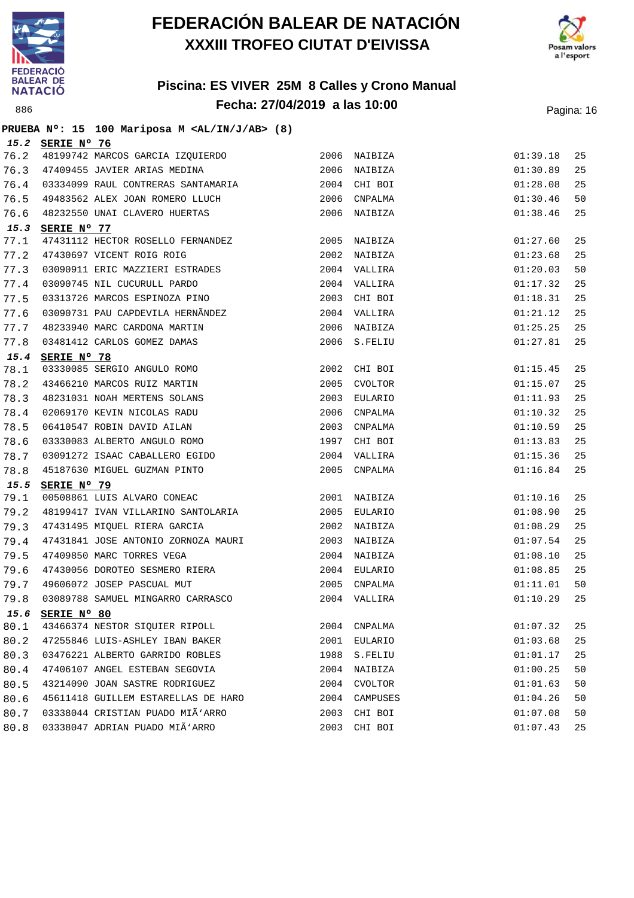# FEDERACIÓN BALEAR DE NATACIÓN
## XXXIII TROFEO CIUTAT D'EIVISSA

### Piscina: ES VIVER 25M 8 Calles y Crono Manual
### Fecha: 27/04/2019 a las 10:00

886

**PRUEBA Nº: 15 100 Mariposa M <AL/IN/J/AB> (8)**

**15.2 SERIE Nº 76**

| | | | | | | |
|---|---|---|---|---|---|---|
| 76.2 | 48199742 | MARCOS GARCIA IZQUIERDO | 2006 | NAIBIZA | 01:39.18 | 25 |
| 76.3 | 47409455 | JAVIER ARIAS MEDINA | 2006 | NAIBIZA | 01:30.89 | 25 |
| 76.4 | 03334099 | RAUL CONTRERAS SANTAMARIA | 2004 | CHI BOI | 01:28.08 | 25 |
| 76.5 | 49483562 | ALEX JOAN ROMERO LLUCH | 2006 | CNPALMA | 01:30.46 | 50 |
| 76.6 | 48232550 | UNAI CLAVERO HUERTAS | 2006 | NAIBIZA | 01:38.46 | 25 |

**15.3 SERIE Nº 77**

| | | | | | | |
|---|---|---|---|---|---|---|
| 77.1 | 47431112 | HECTOR ROSELLO FERNANDEZ | 2005 | NAIBIZA | 01:27.60 | 25 |
| 77.2 | 47430697 | VICENT ROIG ROIG | 2002 | NAIBIZA | 01:23.68 | 25 |
| 77.3 | 03090911 | ERIC MAZZIERI ESTRADES | 2004 | VALLIRA | 01:20.03 | 50 |
| 77.4 | 03090745 | NIL CUCURULL PARDO | 2004 | VALLIRA | 01:17.32 | 25 |
| 77.5 | 03313726 | MARCOS ESPINOZA PINO | 2003 | CHI BOI | 01:18.31 | 25 |
| 77.6 | 03090731 | PAU CAPDEVILA HERNÃNDEZ | 2004 | VALLIRA | 01:21.12 | 25 |
| 77.7 | 48233940 | MARC CARDONA MARTIN | 2006 | NAIBIZA | 01:25.25 | 25 |
| 77.8 | 03481412 | CARLOS GOMEZ DAMAS | 2006 | S.FELIU | 01:27.81 | 25 |

**15.4 SERIE Nº 78**

| | | | | | | |
|---|---|---|---|---|---|---|
| 78.1 | 03330085 | SERGIO ANGULO ROMO | 2002 | CHI BOI | 01:15.45 | 25 |
| 78.2 | 43466210 | MARCOS RUIZ MARTIN | 2005 | CVOLTOR | 01:15.07 | 25 |
| 78.3 | 48231031 | NOAH MERTENS SOLANS | 2003 | EULARIO | 01:11.93 | 25 |
| 78.4 | 02069170 | KEVIN NICOLAS RADU | 2006 | CNPALMA | 01:10.32 | 25 |
| 78.5 | 06410547 | ROBIN DAVID AILAN | 2003 | CNPALMA | 01:10.59 | 25 |
| 78.6 | 03330083 | ALBERTO ANGULO ROMO | 1997 | CHI BOI | 01:13.83 | 25 |
| 78.7 | 03091272 | ISAAC CABALLERO EGIDO | 2004 | VALLIRA | 01:15.36 | 25 |
| 78.8 | 45187630 | MIGUEL GUZMAN PINTO | 2005 | CNPALMA | 01:16.84 | 25 |

**15.5 SERIE Nº 79**

| | | | | | | |
|---|---|---|---|---|---|---|
| 79.1 | 00508861 | LUIS ALVARO CONEAC | 2001 | NAIBIZA | 01:10.16 | 25 |
| 79.2 | 48199417 | IVAN VILLARINO SANTOLARIA | 2005 | EULARIO | 01:08.90 | 25 |
| 79.3 | 47431495 | MIQUEL RIERA GARCIA | 2002 | NAIBIZA | 01:08.29 | 25 |
| 79.4 | 47431841 | JOSE ANTONIO ZORNOZA MAURI | 2003 | NAIBIZA | 01:07.54 | 25 |
| 79.5 | 47409850 | MARC TORRES VEGA | 2004 | NAIBIZA | 01:08.10 | 25 |
| 79.6 | 47430056 | DOROTEO SESMERO RIERA | 2004 | EULARIO | 01:08.85 | 25 |
| 79.7 | 49606072 | JOSEP PASCUAL MUT | 2005 | CNPALMA | 01:11.01 | 50 |
| 79.8 | 03089788 | SAMUEL MINGARRO CARRASCO | 2004 | VALLIRA | 01:10.29 | 25 |

**15.6 SERIE Nº 80**

| | | | | | | |
|---|---|---|---|---|---|---|
| 80.1 | 43466374 | NESTOR SIQUIER RIPOLL | 2004 | CNPALMA | 01:07.32 | 25 |
| 80.2 | 47255846 | LUIS-ASHLEY IBAN BAKER | 2001 | EULARIO | 01:03.68 | 25 |
| 80.3 | 03476221 | ALBERTO GARRIDO ROBLES | 1988 | S.FELIU | 01:01.17 | 25 |
| 80.4 | 47406107 | ANGEL ESTEBAN SEGOVIA | 2004 | NAIBIZA | 01:00.25 | 50 |
| 80.5 | 43214090 | JOAN SASTRE RODRIGUEZ | 2004 | CVOLTOR | 01:01.63 | 50 |
| 80.6 | 45611418 | GUILLEM ESTARELLAS DE HARO | 2004 | CAMPUSES | 01:04.26 | 50 |
| 80.7 | 03338044 | CRISTIAN PUADO MIÃ'ARRO | 2003 | CHI BOI | 01:07.08 | 50 |
| 80.8 | 03338047 | ADRIAN PUADO MIÃ'ARRO | 2003 | CHI BOI | 01:07.43 | 25 |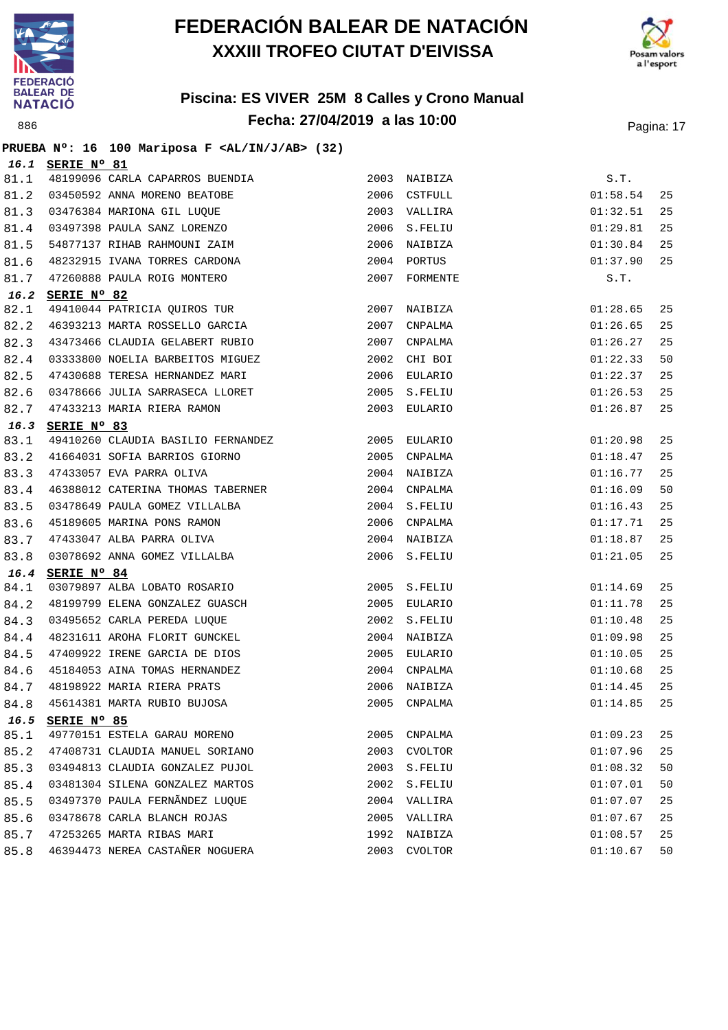# FEDERACIÓN BALEAR DE NATACIÓN

## XXXIII TROFEO CIUTAT D'EIVISSA

### Piscina: ES VIVER 25M 8 Calles y Crono Manual

### Fecha: 27/04/2019 a las 10:00

886

**PRUEBA Nº: 16 100 Mariposa F <AL/IN/J/AB> (32)**

**16.1 SERIE Nº 81**

| | | | | | | |
|---|---|---|---|---|---|---|
| 81.1 | 48199096 | CARLA CAPARROS BUENDIA | 2003 | NAIBIZA | S.T. | |
| 81.2 | 03450592 | ANNA MORENO BEATOBE | 2006 | CSTFULL | 01:58.54 | 25 |
| 81.3 | 03476384 | MARIONA GIL LUQUE | 2003 | VALLIRA | 01:32.51 | 25 |
| 81.4 | 03497398 | PAULA SANZ LORENZO | 2006 | S.FELIU | 01:29.81 | 25 |
| 81.5 | 54877137 | RIHAB RAHMOUNI ZAIM | 2006 | NAIBIZA | 01:30.84 | 25 |
| 81.6 | 48232915 | IVANA TORRES CARDONA | 2004 | PORTUS | 01:37.90 | 25 |
| 81.7 | 47260888 | PAULA ROIG MONTERO | 2007 | FORMENTE | S.T. | |

**16.2 SERIE Nº 82**

| | | | | | | |
|---|---|---|---|---|---|---|
| 82.1 | 49410044 | PATRICIA QUIROS TUR | 2007 | NAIBIZA | 01:28.65 | 25 |
| 82.2 | 46393213 | MARTA ROSSELLO GARCIA | 2007 | CNPALMA | 01:26.65 | 25 |
| 82.3 | 43473466 | CLAUDIA GELABERT RUBIO | 2007 | CNPALMA | 01:26.27 | 25 |
| 82.4 | 03333800 | NOELIA BARBEITOS MIGUEZ | 2002 | CHI BOI | 01:22.33 | 50 |
| 82.5 | 47430688 | TERESA HERNANDEZ MARI | 2006 | EULARIO | 01:22.37 | 25 |
| 82.6 | 03478666 | JULIA SARRASECA LLORET | 2005 | S.FELIU | 01:26.53 | 25 |
| 82.7 | 47433213 | MARIA RIERA RAMON | 2003 | EULARIO | 01:26.87 | 25 |

**16.3 SERIE Nº 83**

| | | | | | | |
|---|---|---|---|---|---|---|
| 83.1 | 49410260 | CLAUDIA BASILIO FERNANDEZ | 2005 | EULARIO | 01:20.98 | 25 |
| 83.2 | 41664031 | SOFIA BARRIOS GIORNO | 2005 | CNPALMA | 01:18.47 | 25 |
| 83.3 | 47433057 | EVA PARRA OLIVA | 2004 | NAIBIZA | 01:16.77 | 25 |
| 83.4 | 46388012 | CATERINA THOMAS TABERNER | 2004 | CNPALMA | 01:16.09 | 50 |
| 83.5 | 03478649 | PAULA GOMEZ VILLALBA | 2004 | S.FELIU | 01:16.43 | 25 |
| 83.6 | 45189605 | MARINA PONS RAMON | 2006 | CNPALMA | 01:17.71 | 25 |
| 83.7 | 47433047 | ALBA PARRA OLIVA | 2004 | NAIBIZA | 01:18.87 | 25 |
| 83.8 | 03078692 | ANNA GOMEZ VILLALBA | 2006 | S.FELIU | 01:21.05 | 25 |

**16.4 SERIE Nº 84**

| | | | | | | |
|---|---|---|---|---|---|---|
| 84.1 | 03079897 | ALBA LOBATO ROSARIO | 2005 | S.FELIU | 01:14.69 | 25 |
| 84.2 | 48199799 | ELENA GONZALEZ GUASCH | 2005 | EULARIO | 01:11.78 | 25 |
| 84.3 | 03495652 | CARLA PEREDA LUQUE | 2002 | S.FELIU | 01:10.48 | 25 |
| 84.4 | 48231611 | AROHA FLORIT GUNCKEL | 2004 | NAIBIZA | 01:09.98 | 25 |
| 84.5 | 47409922 | IRENE GARCIA DE DIOS | 2005 | EULARIO | 01:10.05 | 25 |
| 84.6 | 45184053 | AINA TOMAS HERNANDEZ | 2004 | CNPALMA | 01:10.68 | 25 |
| 84.7 | 48198922 | MARIA RIERA PRATS | 2006 | NAIBIZA | 01:14.45 | 25 |
| 84.8 | 45614381 | MARTA RUBIO BUJOSA | 2005 | CNPALMA | 01:14.85 | 25 |

**16.5 SERIE Nº 85**

| | | | | | | |
|---|---|---|---|---|---|---|
| 85.1 | 49770151 | ESTELA GARAU MORENO | 2005 | CNPALMA | 01:09.23 | 25 |
| 85.2 | 47408731 | CLAUDIA MANUEL SORIANO | 2003 | CVOLTOR | 01:07.96 | 25 |
| 85.3 | 03494813 | CLAUDIA GONZALEZ PUJOL | 2003 | S.FELIU | 01:08.32 | 50 |
| 85.4 | 03481304 | SILENA GONZALEZ MARTOS | 2002 | S.FELIU | 01:07.01 | 50 |
| 85.5 | 03497370 | PAULA FERNÃNDEZ LUQUE | 2004 | VALLIRA | 01:07.07 | 25 |
| 85.6 | 03478678 | CARLA BLANCH ROJAS | 2005 | VALLIRA | 01:07.67 | 25 |
| 85.7 | 47253265 | MARTA RIBAS MARI | 1992 | NAIBIZA | 01:08.57 | 25 |
| 85.8 | 46394473 | NEREA CASTAÑER NOGUERA | 2003 | CVOLTOR | 01:10.67 | 50 |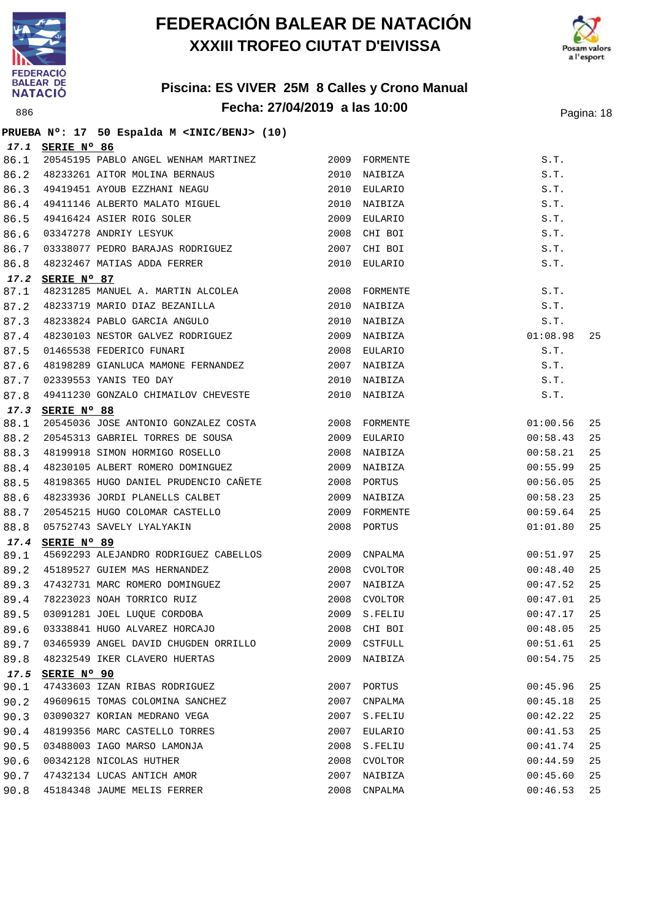# FEDERACIÓN BALEAR DE NATACIÓN
## XXXIII TROFEO CIUTAT D'EIVISSA

### Piscina: ES VIVER 25M 8 Calles y Crono Manual
### Fecha: 27/04/2019 a las 10:00

886

**PRUEBA Nº: 17 50 Espalda M <INIC/BENJ> (10)**

**17.1 SERIE Nº 86**

| | | | | | |
|---|---|---|---|---|---|
| 86.1 | 20545195 PABLO ANGEL WENHAM MARTINEZ | 2009 | FORMENTE | S.T. | |
| 86.2 | 48233261 AITOR MOLINA BERNAUS | 2010 | NAIBIZA | S.T. | |
| 86.3 | 49419451 AYOUB EZZHANI NEAGU | 2010 | EULARIO | S.T. | |
| 86.4 | 49411146 ALBERTO MALATO MIGUEL | 2010 | NAIBIZA | S.T. | |
| 86.5 | 49416424 ASIER ROIG SOLER | 2009 | EULARIO | S.T. | |
| 86.6 | 03347278 ANDRIY LESYUK | 2008 | CHI BOI | S.T. | |
| 86.7 | 03338077 PEDRO BARAJAS RODRIGUEZ | 2007 | CHI BOI | S.T. | |
| 86.8 | 48232467 MATIAS ADDA FERRER | 2010 | EULARIO | S.T. | |

**17.2 SERIE Nº 87**

| | | | | | |
|---|---|---|---|---|---|
| 87.1 | 48231285 MANUEL A. MARTIN ALCOLEA | 2008 | FORMENTE | S.T. | |
| 87.2 | 48233719 MARIO DIAZ BEZANILLA | 2010 | NAIBIZA | S.T. | |
| 87.3 | 48233824 PABLO GARCIA ANGULO | 2010 | NAIBIZA | S.T. | |
| 87.4 | 48230103 NESTOR GALVEZ RODRIGUEZ | 2009 | NAIBIZA | 01:08.98 | 25 |
| 87.5 | 01465538 FEDERICO FUNARI | 2008 | EULARIO | S.T. | |
| 87.6 | 48198289 GIANLUCA MAMONE FERNANDEZ | 2007 | NAIBIZA | S.T. | |
| 87.7 | 02339553 YANIS TEO DAY | 2010 | NAIBIZA | S.T. | |
| 87.8 | 49411230 GONZALO CHIMAILOV CHEVESTE | 2010 | NAIBIZA | S.T. | |

**17.3 SERIE Nº 88**

| | | | | | |
|---|---|---|---|---|---|
| 88.1 | 20545036 JOSE ANTONIO GONZALEZ COSTA | 2008 | FORMENTE | 01:00.56 | 25 |
| 88.2 | 20545313 GABRIEL TORRES DE SOUSA | 2009 | EULARIO | 00:58.43 | 25 |
| 88.3 | 48199918 SIMON HORMIGO ROSELLO | 2008 | NAIBIZA | 00:58.21 | 25 |
| 88.4 | 48230105 ALBERT ROMERO DOMINGUEZ | 2009 | NAIBIZA | 00:55.99 | 25 |
| 88.5 | 48198365 HUGO DANIEL PRUDENCIO CAÑETE | 2008 | PORTUS | 00:56.05 | 25 |
| 88.6 | 48233936 JORDI PLANELLS CALBET | 2009 | NAIBIZA | 00:58.23 | 25 |
| 88.7 | 20545215 HUGO COLOMAR CASTELLO | 2009 | FORMENTE | 00:59.64 | 25 |
| 88.8 | 05752743 SAVELY LYALYAKIN | 2008 | PORTUS | 01:01.80 | 25 |

**17.4 SERIE Nº 89**

| | | | | | |
|---|---|---|---|---|---|
| 89.1 | 45692293 ALEJANDRO RODRIGUEZ CABELLOS | 2009 | CNPALMA | 00:51.97 | 25 |
| 89.2 | 45189527 GUIEM MAS HERNANDEZ | 2008 | CVOLTOR | 00:48.40 | 25 |
| 89.3 | 47432731 MARC ROMERO DOMINGUEZ | 2007 | NAIBIZA | 00:47.52 | 25 |
| 89.4 | 78223023 NOAH TORRICO RUIZ | 2008 | CVOLTOR | 00:47.01 | 25 |
| 89.5 | 03091281 JOEL LUQUE CORDOBA | 2009 | S.FELIU | 00:47.17 | 25 |
| 89.6 | 03338841 HUGO ALVAREZ HORCAJO | 2008 | CHI BOI | 00:48.05 | 25 |
| 89.7 | 03465939 ANGEL DAVID CHUGDEN ORRILLO | 2009 | CSTFULL | 00:51.61 | 25 |
| 89.8 | 48232549 IKER CLAVERO HUERTAS | 2009 | NAIBIZA | 00:54.75 | 25 |

**17.5 SERIE Nº 90**

| | | | | | |
|---|---|---|---|---|---|
| 90.1 | 47433603 IZAN RIBAS RODRIGUEZ | 2007 | PORTUS | 00:45.96 | 25 |
| 90.2 | 49609615 TOMAS COLOMINA SANCHEZ | 2007 | CNPALMA | 00:45.18 | 25 |
| 90.3 | 03090327 KORIAN MEDRANO VEGA | 2007 | S.FELIU | 00:42.22 | 25 |
| 90.4 | 48199356 MARC CASTELLO TORRES | 2007 | EULARIO | 00:41.53 | 25 |
| 90.5 | 03488003 IAGO MARSO LAMONJA | 2008 | S.FELIU | 00:41.74 | 25 |
| 90.6 | 00342128 NICOLAS HUTHER | 2008 | CVOLTOR | 00:44.59 | 25 |
| 90.7 | 47432134 LUCAS ANTICH AMOR | 2007 | NAIBIZA | 00:45.60 | 25 |
| 90.8 | 45184348 JAUME MELIS FERRER | 2008 | CNPALMA | 00:46.53 | 25 |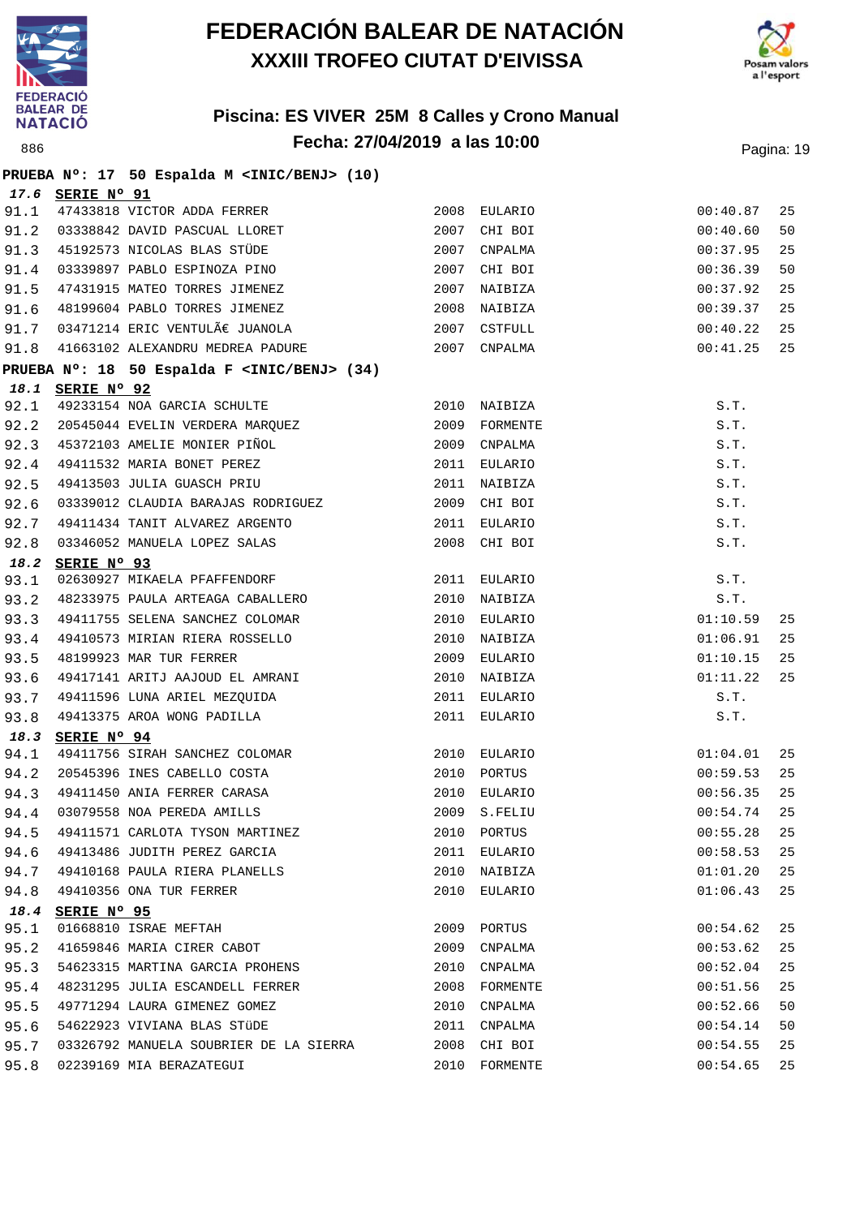# FEDERACIÓN BALEAR DE NATACIÓN
## XXXIII TROFEO CIUTAT D'EIVISSA

### Piscina: ES VIVER 25M 8 Calles y Crono Manual
### Fecha: 27/04/2019 a las 10:00

886

**PRUEBA Nº: 17 50 Espalda M <INIC/BENJ> (10)**

***17.6*** **SERIE Nº 91**

| | | | | | |
|---|---|---|---|---|---|
| 91.1 | 47433818 VICTOR ADDA FERRER | 2008 | EULARIO | 00:40.87 | 25 |
| 91.2 | 03338842 DAVID PASCUAL LLORET | 2007 | CHI BOI | 00:40.60 | 50 |
| 91.3 | 45192573 NICOLAS BLAS STÜDE | 2007 | CNPALMA | 00:37.95 | 25 |
| 91.4 | 03339897 PABLO ESPINOZA PINO | 2007 | CHI BOI | 00:36.39 | 50 |
| 91.5 | 47431915 MATEO TORRES JIMENEZ | 2007 | NAIBIZA | 00:37.92 | 25 |
| 91.6 | 48199604 PABLO TORRES JIMENEZ | 2008 | NAIBIZA | 00:39.37 | 25 |
| 91.7 | 03471214 ERIC VENTULÃ€ JUANOLA | 2007 | CSTFULL | 00:40.22 | 25 |
| 91.8 | 41663102 ALEXANDRU MEDREA PADURE | 2007 | CNPALMA | 00:41.25 | 25 |

**PRUEBA Nº: 18 50 Espalda F <INIC/BENJ> (34)**

***18.1*** **SERIE Nº 92**

| | | | | | |
|---|---|---|---|---|---|
| 92.1 | 49233154 NOA GARCIA SCHULTE | 2010 | NAIBIZA | S.T. | |
| 92.2 | 20545044 EVELIN VERDERA MARQUEZ | 2009 | FORMENTE | S.T. | |
| 92.3 | 45372103 AMELIE MONIER PIÑOL | 2009 | CNPALMA | S.T. | |
| 92.4 | 49411532 MARIA BONET PEREZ | 2011 | EULARIO | S.T. | |
| 92.5 | 49413503 JULIA GUASCH PRIU | 2011 | NAIBIZA | S.T. | |
| 92.6 | 03339012 CLAUDIA BARAJAS RODRIGUEZ | 2009 | CHI BOI | S.T. | |
| 92.7 | 49411434 TANIT ALVAREZ ARGENTO | 2011 | EULARIO | S.T. | |
| 92.8 | 03346052 MANUELA LOPEZ SALAS | 2008 | CHI BOI | S.T. | |

***18.2*** **SERIE Nº 93**

| | | | | | |
|---|---|---|---|---|---|
| 93.1 | 02630927 MIKAELA PFAFFENDORF | 2011 | EULARIO | S.T. | |
| 93.2 | 48233975 PAULA ARTEAGA CABALLERO | 2010 | NAIBIZA | S.T. | |
| 93.3 | 49411755 SELENA SANCHEZ COLOMAR | 2010 | EULARIO | 01:10.59 | 25 |
| 93.4 | 49410573 MIRIAN RIERA ROSSELLO | 2010 | NAIBIZA | 01:06.91 | 25 |
| 93.5 | 48199923 MAR TUR FERRER | 2009 | EULARIO | 01:10.15 | 25 |
| 93.6 | 49417141 ARITJ AAJOUD EL AMRANI | 2010 | NAIBIZA | 01:11.22 | 25 |
| 93.7 | 49411596 LUNA ARIEL MEZQUIDA | 2011 | EULARIO | S.T. | |
| 93.8 | 49413375 AROA WONG PADILLA | 2011 | EULARIO | S.T. | |

***18.3*** **SERIE Nº 94**

| | | | | | |
|---|---|---|---|---|---|
| 94.1 | 49411756 SIRAH SANCHEZ COLOMAR | 2010 | EULARIO | 01:04.01 | 25 |
| 94.2 | 20545396 INES CABELLO COSTA | 2010 | PORTUS | 00:59.53 | 25 |
| 94.3 | 49411450 ANIA FERRER CARASA | 2010 | EULARIO | 00:56.35 | 25 |
| 94.4 | 03079558 NOA PEREDA AMILLS | 2009 | S.FELIU | 00:54.74 | 25 |
| 94.5 | 49411571 CARLOTA TYSON MARTINEZ | 2010 | PORTUS | 00:55.28 | 25 |
| 94.6 | 49413486 JUDITH PEREZ GARCIA | 2011 | EULARIO | 00:58.53 | 25 |
| 94.7 | 49410168 PAULA RIERA PLANELLS | 2010 | NAIBIZA | 01:01.20 | 25 |
| 94.8 | 49410356 ONA TUR FERRER | 2010 | EULARIO | 01:06.43 | 25 |

***18.4*** **SERIE Nº 95**

| | | | | | |
|---|---|---|---|---|---|
| 95.1 | 01668810 ISRAE MEFTAH | 2009 | PORTUS | 00:54.62 | 25 |
| 95.2 | 41659846 MARIA CIRER CABOT | 2009 | CNPALMA | 00:53.62 | 25 |
| 95.3 | 54623315 MARTINA GARCIA PROHENS | 2010 | CNPALMA | 00:52.04 | 25 |
| 95.4 | 48231295 JULIA ESCANDELL FERRER | 2008 | FORMENTE | 00:51.56 | 25 |
| 95.5 | 49771294 LAURA GIMENEZ GOMEZ | 2010 | CNPALMA | 00:52.66 | 50 |
| 95.6 | 54622923 VIVIANA BLAS STÜDE | 2011 | CNPALMA | 00:54.14 | 50 |
| 95.7 | 03326792 MANUELA SOUBRIER DE LA SIERRA | 2008 | CHI BOI | 00:54.55 | 25 |
| 95.8 | 02239169 MIA BERAZATEGUI | 2010 | FORMENTE | 00:54.65 | 25 |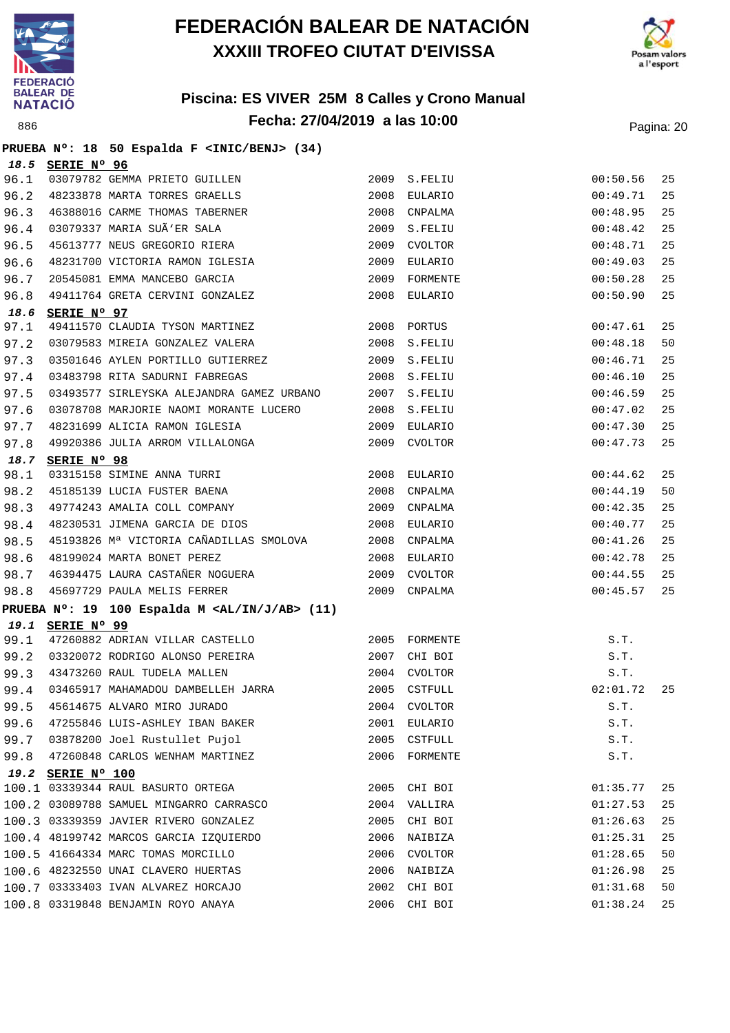# FEDERACIÓN BALEAR DE NATACIÓN
## XXXIII TROFEO CIUTAT D'EIVISSA

### Piscina: ES VIVER 25M 8 Calles y Crono Manual
### Fecha: 27/04/2019 a las 10:00

886

**PRUEBA Nº: 18 50 Espalda F <INIC/BENJ> (34)**

**18.5 SERIE Nº 96**

| | | | | | | |
|---|---|---|---|---|---|---|
| 96.1 | 03079782 | GEMMA PRIETO GUILLEN | 2009 | S.FELIU | 00:50.56 | 25 |
| 96.2 | 48233878 | MARTA TORRES GRAELLS | 2008 | EULARIO | 00:49.71 | 25 |
| 96.3 | 46388016 | CARME THOMAS TABERNER | 2008 | CNPALMA | 00:48.95 | 25 |
| 96.4 | 03079337 | MARIA SUÃ'ER SALA | 2009 | S.FELIU | 00:48.42 | 25 |
| 96.5 | 45613777 | NEUS GREGORIO RIERA | 2009 | CVOLTOR | 00:48.71 | 25 |
| 96.6 | 48231700 | VICTORIA RAMON IGLESIA | 2009 | EULARIO | 00:49.03 | 25 |
| 96.7 | 20545081 | EMMA MANCEBO GARCIA | 2009 | FORMENTE | 00:50.28 | 25 |
| 96.8 | 49411764 | GRETA CERVINI GONZALEZ | 2008 | EULARIO | 00:50.90 | 25 |

**18.6 SERIE Nº 97**

| | | | | | | |
|---|---|---|---|---|---|---|
| 97.1 | 49411570 | CLAUDIA TYSON MARTINEZ | 2008 | PORTUS | 00:47.61 | 25 |
| 97.2 | 03079583 | MIREIA GONZALEZ VALERA | 2008 | S.FELIU | 00:48.18 | 50 |
| 97.3 | 03501646 | AYLEN PORTILLO GUTIERREZ | 2009 | S.FELIU | 00:46.71 | 25 |
| 97.4 | 03483798 | RITA SADURNI FABREGAS | 2008 | S.FELIU | 00:46.10 | 25 |
| 97.5 | 03493577 | SIRLEYSKA ALEJANDRA GAMEZ URBANO | 2007 | S.FELIU | 00:46.59 | 25 |
| 97.6 | 03078708 | MARJORIE NAOMI MORANTE LUCERO | 2008 | S.FELIU | 00:47.02 | 25 |
| 97.7 | 48231699 | ALICIA RAMON IGLESIA | 2009 | EULARIO | 00:47.30 | 25 |
| 97.8 | 49920386 | JULIA ARROM VILLALONGA | 2009 | CVOLTOR | 00:47.73 | 25 |

**18.7 SERIE Nº 98**

| | | | | | | |
|---|---|---|---|---|---|---|
| 98.1 | 03315158 | SIMINE ANNA TURRI | 2008 | EULARIO | 00:44.62 | 25 |
| 98.2 | 45185139 | LUCIA FUSTER BAENA | 2008 | CNPALMA | 00:44.19 | 50 |
| 98.3 | 49774243 | AMALIA COLL COMPANY | 2009 | CNPALMA | 00:42.35 | 25 |
| 98.4 | 48230531 | JIMENA GARCIA DE DIOS | 2008 | EULARIO | 00:40.77 | 25 |
| 98.5 | 45193826 | Mª VICTORIA CAÑADILLAS SMOLOVA | 2008 | CNPALMA | 00:41.26 | 25 |
| 98.6 | 48199024 | MARTA BONET PEREZ | 2008 | EULARIO | 00:42.78 | 25 |
| 98.7 | 46394475 | LAURA CASTAÑER NOGUERA | 2009 | CVOLTOR | 00:44.55 | 25 |
| 98.8 | 45697729 | PAULA MELIS FERRER | 2009 | CNPALMA | 00:45.57 | 25 |

**PRUEBA Nº: 19 100 Espalda M <AL/IN/J/AB> (11)**

**19.1 SERIE Nº 99**

| | | | | | | |
|---|---|---|---|---|---|---|
| 99.1 | 47260882 | ADRIAN VILLAR CASTELLO | 2005 | FORMENTE | S.T. | |
| 99.2 | 03320072 | RODRIGO ALONSO PEREIRA | 2007 | CHI BOI | S.T. | |
| 99.3 | 43473260 | RAUL TUDELA MALLEN | 2004 | CVOLTOR | S.T. | |
| 99.4 | 03465917 | MAHAMADOU DAMBELLEH JARRA | 2005 | CSTFULL | 02:01.72 | 25 |
| 99.5 | 45614675 | ALVARO MIRO JURADO | 2004 | CVOLTOR | S.T. | |
| 99.6 | 47255846 | LUIS-ASHLEY IBAN BAKER | 2001 | EULARIO | S.T. | |
| 99.7 | 03878200 | Joel Rustullet Pujol | 2005 | CSTFULL | S.T. | |
| 99.8 | 47260848 | CARLOS WENHAM MARTINEZ | 2006 | FORMENTE | S.T. | |

**19.2 SERIE Nº 100**

| | | | | | | |
|---|---|---|---|---|---|---|
| 100.1 | 03339344 | RAUL BASURTO ORTEGA | 2005 | CHI BOI | 01:35.77 | 25 |
| 100.2 | 03089788 | SAMUEL MINGARRO CARRASCO | 2004 | VALLIRA | 01:27.53 | 25 |
| 100.3 | 03339359 | JAVIER RIVERO GONZALEZ | 2005 | CHI BOI | 01:26.63 | 25 |
| 100.4 | 48199742 | MARCOS GARCIA IZQUIERDO | 2006 | NAIBIZA | 01:25.31 | 25 |
| 100.5 | 41664334 | MARC TOMAS MORCILLO | 2006 | CVOLTOR | 01:28.65 | 50 |
| 100.6 | 48232550 | UNAI CLAVERO HUERTAS | 2006 | NAIBIZA | 01:26.98 | 25 |
| 100.7 | 03333403 | IVAN ALVAREZ HORCAJO | 2002 | CHI BOI | 01:31.68 | 50 |
| 100.8 | 03319848 | BENJAMIN ROYO ANAYA | 2006 | CHI BOI | 01:38.24 | 25 |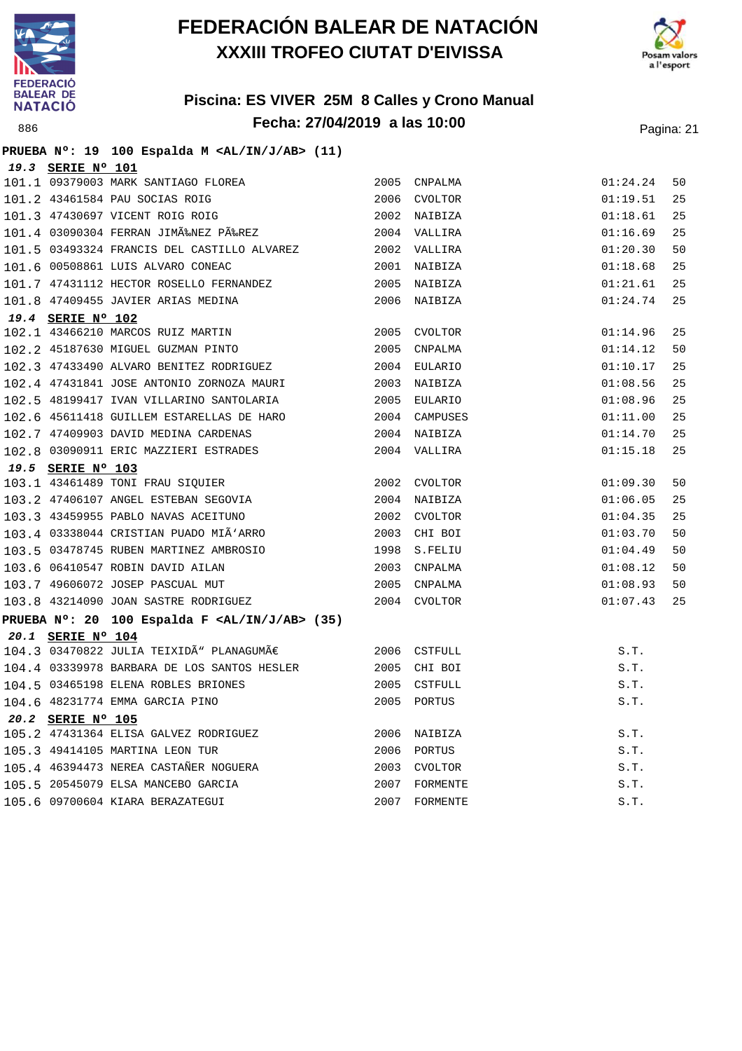# FEDERACIÓN BALEAR DE NATACIÓN
## XXXIII TROFEO CIUTAT D'EIVISSA

### Piscina: ES VIVER 25M 8 Calles y Crono Manual
### Fecha: 27/04/2019 a las 10:00

886

**PRUEBA Nº: 19 100 Espalda M <AL/IN/J/AB> (11)**

**19.3 SERIE Nº 101**

| | | | | | | |
|---|---|---|---|---|---|---|
| 101.1 | 09379003 | MARK SANTIAGO FLOREA | 2005 | CNPALMA | 01:24.24 | 50 |
| 101.2 | 43461584 | PAU SOCIAS ROIG | 2006 | CVOLTOR | 01:19.51 | 25 |
| 101.3 | 47430697 | VICENT ROIG ROIG | 2002 | NAIBIZA | 01:18.61 | 25 |
| 101.4 | 03090304 | FERRAN JIMÃ‰NEZ PÃ‰REZ | 2004 | VALLIRA | 01:16.69 | 25 |
| 101.5 | 03493324 | FRANCIS DEL CASTILLO ALVAREZ | 2002 | VALLIRA | 01:20.30 | 50 |
| 101.6 | 00508861 | LUIS ALVARO CONEAC | 2001 | NAIBIZA | 01:18.68 | 25 |
| 101.7 | 47431112 | HECTOR ROSELLO FERNANDEZ | 2005 | NAIBIZA | 01:21.61 | 25 |
| 101.8 | 47409455 | JAVIER ARIAS MEDINA | 2006 | NAIBIZA | 01:24.74 | 25 |

**19.4 SERIE Nº 102**

| | | | | | | |
|---|---|---|---|---|---|---|
| 102.1 | 43466210 | MARCOS RUIZ MARTIN | 2005 | CVOLTOR | 01:14.96 | 25 |
| 102.2 | 45187630 | MIGUEL GUZMAN PINTO | 2005 | CNPALMA | 01:14.12 | 50 |
| 102.3 | 47433490 | ALVARO BENITEZ RODRIGUEZ | 2004 | EULARIO | 01:10.17 | 25 |
| 102.4 | 47431841 | JOSE ANTONIO ZORNOZA MAURI | 2003 | NAIBIZA | 01:08.56 | 25 |
| 102.5 | 48199417 | IVAN VILLARINO SANTOLARIA | 2005 | EULARIO | 01:08.96 | 25 |
| 102.6 | 45611418 | GUILLEM ESTARELLAS DE HARO | 2004 | CAMPUSES | 01:11.00 | 25 |
| 102.7 | 47409903 | DAVID MEDINA CARDENAS | 2004 | NAIBIZA | 01:14.70 | 25 |
| 102.8 | 03090911 | ERIC MAZZIERI ESTRADES | 2004 | VALLIRA | 01:15.18 | 25 |

**19.5 SERIE Nº 103**

| | | | | | | |
|---|---|---|---|---|---|---|
| 103.1 | 43461489 | TONI FRAU SIQUIER | 2002 | CVOLTOR | 01:09.30 | 50 |
| 103.2 | 47406107 | ANGEL ESTEBAN SEGOVIA | 2004 | NAIBIZA | 01:06.05 | 25 |
| 103.3 | 43459955 | PABLO NAVAS ACEITUNO | 2002 | CVOLTOR | 01:04.35 | 25 |
| 103.4 | 03338044 | CRISTIAN PUADO MIÃ'ARRO | 2003 | CHI BOI | 01:03.70 | 50 |
| 103.5 | 03478745 | RUBEN MARTINEZ AMBROSIO | 1998 | S.FELIU | 01:04.49 | 50 |
| 103.6 | 06410547 | ROBIN DAVID AILAN | 2003 | CNPALMA | 01:08.12 | 50 |
| 103.7 | 49606072 | JOSEP PASCUAL MUT | 2005 | CNPALMA | 01:08.93 | 50 |
| 103.8 | 43214090 | JOAN SASTRE RODRIGUEZ | 2004 | CVOLTOR | 01:07.43 | 25 |

**PRUEBA Nº: 20 100 Espalda F <AL/IN/J/AB> (35)**

**20.1 SERIE Nº 104**

| | | | | | |
|---|---|---|---|---|---|
| 104.3 | 03470822 | JULIA TEIXIDÃ" PLANAGUMÃ€ | 2006 | CSTFULL | S.T. |
| 104.4 | 03339978 | BARBARA DE LOS SANTOS HESLER | 2005 | CHI BOI | S.T. |
| 104.5 | 03465198 | ELENA ROBLES BRIONES | 2005 | CSTFULL | S.T. |
| 104.6 | 48231774 | EMMA GARCIA PINO | 2005 | PORTUS | S.T. |

**20.2 SERIE Nº 105**

| | | | | | |
|---|---|---|---|---|---|
| 105.2 | 47431364 | ELISA GALVEZ RODRIGUEZ | 2006 | NAIBIZA | S.T. |
| 105.3 | 49414105 | MARTINA LEON TUR | 2006 | PORTUS | S.T. |
| 105.4 | 46394473 | NEREA CASTAÑER NOGUERA | 2003 | CVOLTOR | S.T. |
| 105.5 | 20545079 | ELSA MANCEBO GARCIA | 2007 | FORMENTE | S.T. |
| 105.6 | 09700604 | KIARA BERAZATEGUI | 2007 | FORMENTE | S.T. |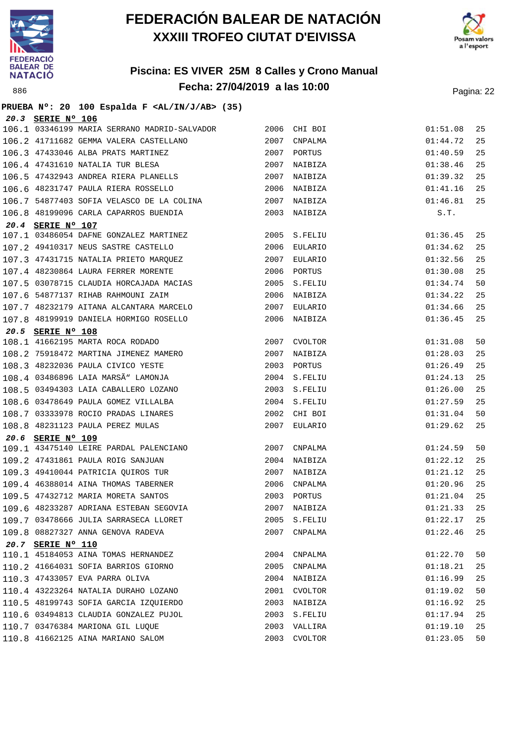# FEDERACIÓN BALEAR DE NATACIÓN
## XXXIII TROFEO CIUTAT D'EIVISSA

### Piscina: ES VIVER 25M 8 Calles y Crono Manual
### Fecha: 27/04/2019 a las 10:00

886

**PRUEBA Nº: 20 100 Espalda F <AL/IN/J/AB> (35)**

**20.3 SERIE Nº 106**

| | | | | | | |
|---|---|---|---|---|---|---|
| 106.1 | 03346199 | MARIA SERRANO MADRID-SALVADOR | 2006 | CHI BOI | 01:51.08 | 25 |
| 106.2 | 41711682 | GEMMA VALERA CASTELLANO | 2007 | CNPALMA | 01:44.72 | 25 |
| 106.3 | 47433046 | ALBA PRATS MARTINEZ | 2007 | PORTUS | 01:40.59 | 25 |
| 106.4 | 47431610 | NATALIA TUR BLESA | 2007 | NAIBIZA | 01:38.46 | 25 |
| 106.5 | 47432943 | ANDREA RIERA PLANELLS | 2007 | NAIBIZA | 01:39.32 | 25 |
| 106.6 | 48231747 | PAULA RIERA ROSSELLO | 2006 | NAIBIZA | 01:41.16 | 25 |
| 106.7 | 54877403 | SOFIA VELASCO DE LA COLINA | 2007 | NAIBIZA | 01:46.81 | 25 |
| 106.8 | 48199096 | CARLA CAPARROS BUENDIA | 2003 | NAIBIZA | S.T. | |

**20.4 SERIE Nº 107**

| | | | | | | |
|---|---|---|---|---|---|---|
| 107.1 | 03486054 | DAFNE GONZALEZ MARTINEZ | 2005 | S.FELIU | 01:36.45 | 25 |
| 107.2 | 49410317 | NEUS SASTRE CASTELLO | 2006 | EULARIO | 01:34.62 | 25 |
| 107.3 | 47431715 | NATALIA PRIETO MARQUEZ | 2007 | EULARIO | 01:32.56 | 25 |
| 107.4 | 48230864 | LAURA FERRER MORENTE | 2006 | PORTUS | 01:30.08 | 25 |
| 107.5 | 03078715 | CLAUDIA HORCAJADA MACIAS | 2005 | S.FELIU | 01:34.74 | 50 |
| 107.6 | 54877137 | RIHAB RAHMOUNI ZAIM | 2006 | NAIBIZA | 01:34.22 | 25 |
| 107.7 | 48232179 | AITANA ALCANTARA MARCELO | 2007 | EULARIO | 01:34.66 | 25 |
| 107.8 | 48199919 | DANIELA HORMIGO ROSELLO | 2006 | NAIBIZA | 01:36.45 | 25 |

**20.5 SERIE Nº 108**

| | | | | | | |
|---|---|---|---|---|---|---|
| 108.1 | 41662195 | MARTA ROCA RODADO | 2007 | CVOLTOR | 01:31.08 | 50 |
| 108.2 | 75918472 | MARTINA JIMENEZ MAMERO | 2007 | NAIBIZA | 01:28.03 | 25 |
| 108.3 | 48232036 | PAULA CIVICO YESTE | 2003 | PORTUS | 01:26.49 | 25 |
| 108.4 | 03486896 | LAIA MARSÃ" LAMONJA | 2004 | S.FELIU | 01:24.13 | 25 |
| 108.5 | 03494303 | LAIA CABALLERO LOZANO | 2003 | S.FELIU | 01:26.00 | 25 |
| 108.6 | 03478649 | PAULA GOMEZ VILLALBA | 2004 | S.FELIU | 01:27.59 | 25 |
| 108.7 | 03333978 | ROCIO PRADAS LINARES | 2002 | CHI BOI | 01:31.04 | 50 |
| 108.8 | 48231123 | PAULA PEREZ MULAS | 2007 | EULARIO | 01:29.62 | 25 |

**20.6 SERIE Nº 109**

| | | | | | | |
|---|---|---|---|---|---|---|
| 109.1 | 43475140 | LEIRE PARDAL PALENCIANO | 2007 | CNPALMA | 01:24.59 | 50 |
| 109.2 | 47431861 | PAULA ROIG SANJUAN | 2004 | NAIBIZA | 01:22.12 | 25 |
| 109.3 | 49410044 | PATRICIA QUIROS TUR | 2007 | NAIBIZA | 01:21.12 | 25 |
| 109.4 | 46388014 | AINA THOMAS TABERNER | 2006 | CNPALMA | 01:20.96 | 25 |
| 109.5 | 47432712 | MARIA MORETA SANTOS | 2003 | PORTUS | 01:21.04 | 25 |
| 109.6 | 48233287 | ADRIANA ESTEBAN SEGOVIA | 2007 | NAIBIZA | 01:21.33 | 25 |
| 109.7 | 03478666 | JULIA SARRASECA LLORET | 2005 | S.FELIU | 01:22.17 | 25 |
| 109.8 | 08827327 | ANNA GENOVA RADEVA | 2007 | CNPALMA | 01:22.46 | 25 |

**20.7 SERIE Nº 110**

| | | | | | | |
|---|---|---|---|---|---|---|
| 110.1 | 45184053 | AINA TOMAS HERNANDEZ | 2004 | CNPALMA | 01:22.70 | 50 |
| 110.2 | 41664031 | SOFIA BARRIOS GIORNO | 2005 | CNPALMA | 01:18.21 | 25 |
| 110.3 | 47433057 | EVA PARRA OLIVA | 2004 | NAIBIZA | 01:16.99 | 25 |
| 110.4 | 43223264 | NATALIA DURAHO LOZANO | 2001 | CVOLTOR | 01:19.02 | 50 |
| 110.5 | 48199743 | SOFIA GARCIA IZQUIERDO | 2003 | NAIBIZA | 01:16.92 | 25 |
| 110.6 | 03494813 | CLAUDIA GONZALEZ PUJOL | 2003 | S.FELIU | 01:17.94 | 25 |
| 110.7 | 03476384 | MARIONA GIL LUQUE | 2003 | VALLIRA | 01:19.10 | 25 |
| 110.8 | 41662125 | AINA MARIANO SALOM | 2003 | CVOLTOR | 01:23.05 | 50 |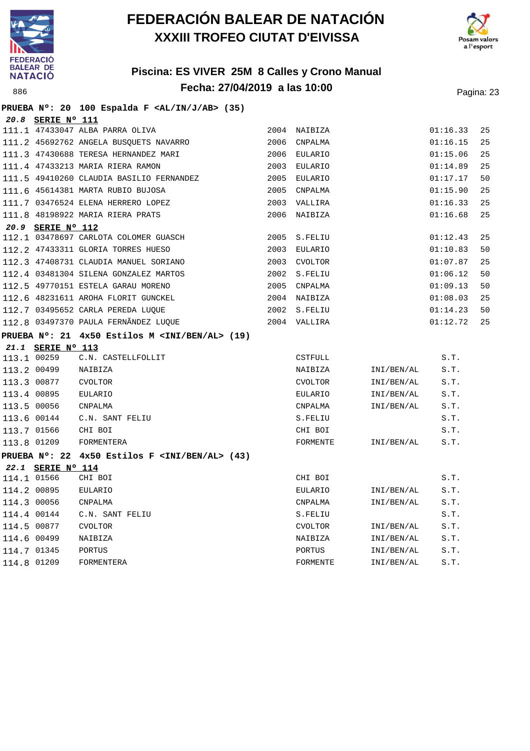# FEDERACIÓN BALEAR DE NATACIÓN

## XXXIII TROFEO CIUTAT D'EIVISSA

### Piscina: ES VIVER 25M 8 Calles y Crono Manual

### Fecha: 27/04/2019 a las 10:00

886

**PRUEBA Nº: 20 100 Espalda F <AL/IN/J/AB> (35)**

***20.8* SERIE Nº 111**

| | | | | | | |
|---|---|---|---|---|---|---|
| 111.1 | 47433047 | ALBA PARRA OLIVA | 2004 | NAIBIZA | 01:16.33 | 25 |
| 111.2 | 45692762 | ANGELA BUSQUETS NAVARRO | 2006 | CNPALMA | 01:16.15 | 25 |
| 111.3 | 47430688 | TERESA HERNANDEZ MARI | 2006 | EULARIO | 01:15.06 | 25 |
| 111.4 | 47433213 | MARIA RIERA RAMON | 2003 | EULARIO | 01:14.89 | 25 |
| 111.5 | 49410260 | CLAUDIA BASILIO FERNANDEZ | 2005 | EULARIO | 01:17.17 | 50 |
| 111.6 | 45614381 | MARTA RUBIO BUJOSA | 2005 | CNPALMA | 01:15.90 | 25 |
| 111.7 | 03476524 | ELENA HERRERO LOPEZ | 2003 | VALLIRA | 01:16.33 | 25 |
| 111.8 | 48198922 | MARIA RIERA PRATS | 2006 | NAIBIZA | 01:16.68 | 25 |

***20.9* SERIE Nº 112**

| | | | | | | |
|---|---|---|---|---|---|---|
| 112.1 | 03478697 | CARLOTA COLOMER GUASCH | 2005 | S.FELIU | 01:12.43 | 25 |
| 112.2 | 47433311 | GLORIA TORRES HUESO | 2003 | EULARIO | 01:10.83 | 50 |
| 112.3 | 47408731 | CLAUDIA MANUEL SORIANO | 2003 | CVOLTOR | 01:07.87 | 25 |
| 112.4 | 03481304 | SILENA GONZALEZ MARTOS | 2002 | S.FELIU | 01:06.12 | 50 |
| 112.5 | 49770151 | ESTELA GARAU MORENO | 2005 | CNPALMA | 01:09.13 | 50 |
| 112.6 | 48231611 | AROHA FLORIT GUNCKEL | 2004 | NAIBIZA | 01:08.03 | 25 |
| 112.7 | 03495652 | CARLA PEREDA LUQUE | 2002 | S.FELIU | 01:14.23 | 50 |
| 112.8 | 03497370 | PAULA FERNÃNDEZ LUQUE | 2004 | VALLIRA | 01:12.72 | 25 |

**PRUEBA Nº: 21 4x50 Estilos M <INI/BEN/AL> (19)**

***21.1* SERIE Nº 113**

| | | | | | |
|---|---|---|---|---|---|
| 113.1 | 00259 | C.N. CASTELLFOLLIT | CSTFULL | | S.T. |
| 113.2 | 00499 | NAIBIZA | NAIBIZA | INI/BEN/AL | S.T. |
| 113.3 | 00877 | CVOLTOR | CVOLTOR | INI/BEN/AL | S.T. |
| 113.4 | 00895 | EULARIO | EULARIO | INI/BEN/AL | S.T. |
| 113.5 | 00056 | CNPALMA | CNPALMA | INI/BEN/AL | S.T. |
| 113.6 | 00144 | C.N. SANT FELIU | S.FELIU | | S.T. |
| 113.7 | 01566 | CHI BOI | CHI BOI | | S.T. |
| 113.8 | 01209 | FORMENTERA | FORMENTE | INI/BEN/AL | S.T. |

**PRUEBA Nº: 22 4x50 Estilos F <INI/BEN/AL> (43)**

***22.1* SERIE Nº 114**

| | | | | | |
|---|---|---|---|---|---|
| 114.1 | 01566 | CHI BOI | CHI BOI | | S.T. |
| 114.2 | 00895 | EULARIO | EULARIO | INI/BEN/AL | S.T. |
| 114.3 | 00056 | CNPALMA | CNPALMA | INI/BEN/AL | S.T. |
| 114.4 | 00144 | C.N. SANT FELIU | S.FELIU | | S.T. |
| 114.5 | 00877 | CVOLTOR | CVOLTOR | INI/BEN/AL | S.T. |
| 114.6 | 00499 | NAIBIZA | NAIBIZA | INI/BEN/AL | S.T. |
| 114.7 | 01345 | PORTUS | PORTUS | INI/BEN/AL | S.T. |
| 114.8 | 01209 | FORMENTERA | FORMENTE | INI/BEN/AL | S.T. |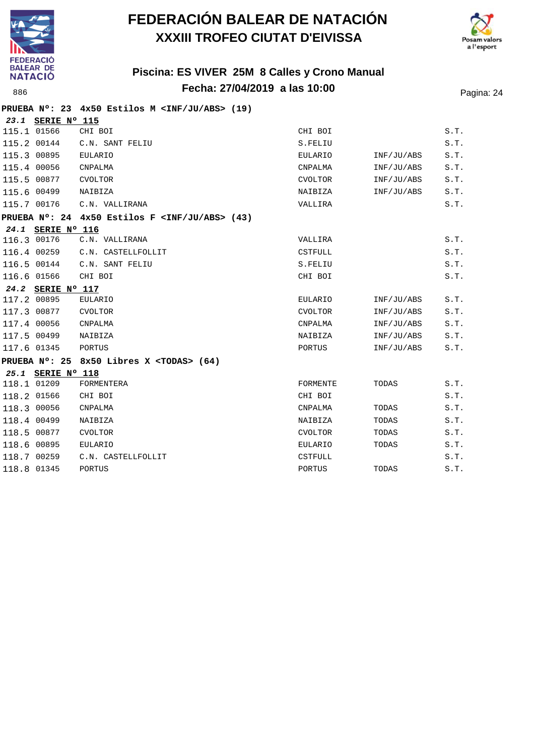# FEDERACIÓN BALEAR DE NATACIÓN
## XXXIII TROFEO CIUTAT D'EIVISSA

### Piscina: ES VIVER 25M 8 Calles y Crono Manual
### Fecha: 27/04/2019 a las 10:00

886

**PRUEBA Nº: 23 4x50 Estilos M <INF/JU/ABS> (19)**

***23.1* SERIE Nº 115**

| | | | | | |
|---|---|---|---|---|---|
| 115.1 | 01566 | CHI BOI | CHI BOI | | S.T. |
| 115.2 | 00144 | C.N. SANT FELIU | S.FELIU | | S.T. |
| 115.3 | 00895 | EULARIO | EULARIO | INF/JU/ABS | S.T. |
| 115.4 | 00056 | CNPALMA | CNPALMA | INF/JU/ABS | S.T. |
| 115.5 | 00877 | CVOLTOR | CVOLTOR | INF/JU/ABS | S.T. |
| 115.6 | 00499 | NAIBIZA | NAIBIZA | INF/JU/ABS | S.T. |
| 115.7 | 00176 | C.N. VALLIRANA | VALLIRA | | S.T. |

**PRUEBA Nº: 24 4x50 Estilos F <INF/JU/ABS> (43)**

***24.1* SERIE Nº 116**

| | | | | | |
|---|---|---|---|---|---|
| 116.3 | 00176 | C.N. VALLIRANA | VALLIRA | | S.T. |
| 116.4 | 00259 | C.N. CASTELLFOLLIT | CSTFULL | | S.T. |
| 116.5 | 00144 | C.N. SANT FELIU | S.FELIU | | S.T. |
| 116.6 | 01566 | CHI BOI | CHI BOI | | S.T. |

***24.2* SERIE Nº 117**

| | | | | | |
|---|---|---|---|---|---|
| 117.2 | 00895 | EULARIO | EULARIO | INF/JU/ABS | S.T. |
| 117.3 | 00877 | CVOLTOR | CVOLTOR | INF/JU/ABS | S.T. |
| 117.4 | 00056 | CNPALMA | CNPALMA | INF/JU/ABS | S.T. |
| 117.5 | 00499 | NAIBIZA | NAIBIZA | INF/JU/ABS | S.T. |
| 117.6 | 01345 | PORTUS | PORTUS | INF/JU/ABS | S.T. |

**PRUEBA Nº: 25 8x50 Libres X <TODAS> (64)**

***25.1* SERIE Nº 118**

| | | | | | |
|---|---|---|---|---|---|
| 118.1 | 01209 | FORMENTERA | FORMENTE | TODAS | S.T. |
| 118.2 | 01566 | CHI BOI | CHI BOI | | S.T. |
| 118.3 | 00056 | CNPALMA | CNPALMA | TODAS | S.T. |
| 118.4 | 00499 | NAIBIZA | NAIBIZA | TODAS | S.T. |
| 118.5 | 00877 | CVOLTOR | CVOLTOR | TODAS | S.T. |
| 118.6 | 00895 | EULARIO | EULARIO | TODAS | S.T. |
| 118.7 | 00259 | C.N. CASTELLFOLLIT | CSTFULL | | S.T. |
| 118.8 | 01345 | PORTUS | PORTUS | TODAS | S.T. |